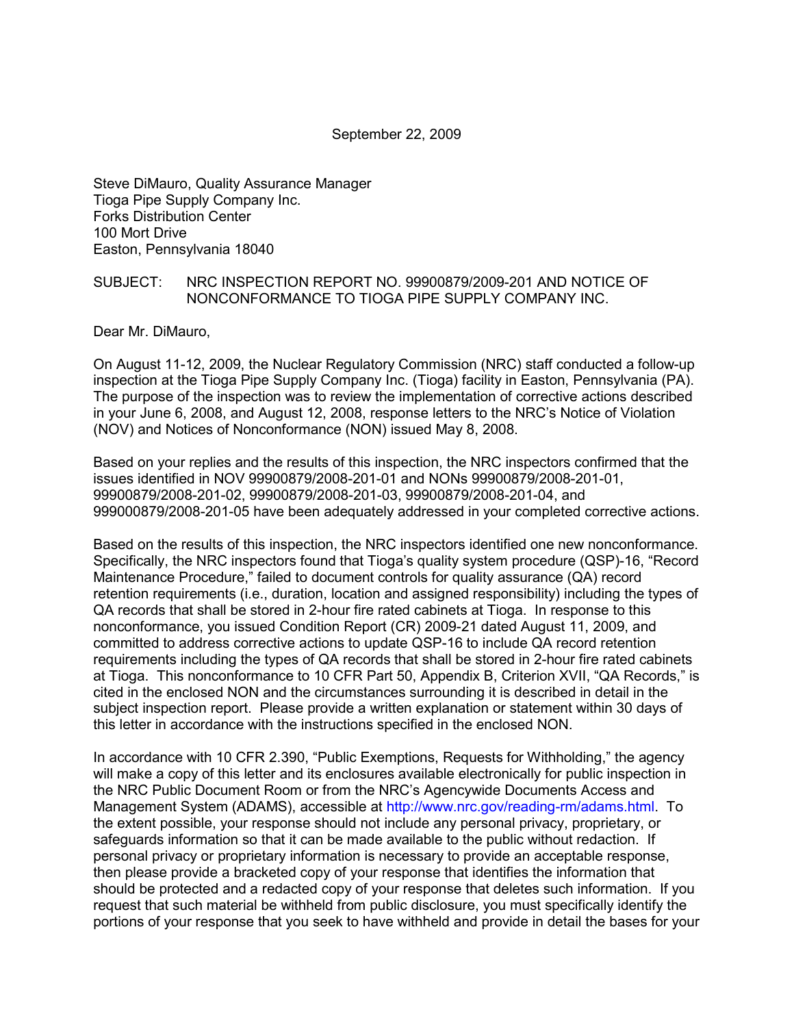September 22, 2009

Steve DiMauro, Quality Assurance Manager
Tioga Pipe Supply Company Inc.
Forks Distribution Center
100 Mort Drive
Easton, Pennsylvania 18040

SUBJECT: NRC INSPECTION REPORT NO. 99900879/2009-201 AND NOTICE OF NONCONFORMANCE TO TIOGA PIPE SUPPLY COMPANY INC.

Dear Mr. DiMauro,

On August 11-12, 2009, the Nuclear Regulatory Commission (NRC) staff conducted a follow-up inspection at the Tioga Pipe Supply Company Inc. (Tioga) facility in Easton, Pennsylvania (PA). The purpose of the inspection was to review the implementation of corrective actions described in your June 6, 2008, and August 12, 2008, response letters to the NRC's Notice of Violation (NOV) and Notices of Nonconformance (NON) issued May 8, 2008.

Based on your replies and the results of this inspection, the NRC inspectors confirmed that the issues identified in NOV 99900879/2008-201-01 and NONs 99900879/2008-201-01, 99900879/2008-201-02, 99900879/2008-201-03, 99900879/2008-201-04, and 999000879/2008-201-05 have been adequately addressed in your completed corrective actions.

Based on the results of this inspection, the NRC inspectors identified one new nonconformance. Specifically, the NRC inspectors found that Tioga's quality system procedure (QSP)-16, "Record Maintenance Procedure," failed to document controls for quality assurance (QA) record retention requirements (i.e., duration, location and assigned responsibility) including the types of QA records that shall be stored in 2-hour fire rated cabinets at Tioga. In response to this nonconformance, you issued Condition Report (CR) 2009-21 dated August 11, 2009, and committed to address corrective actions to update QSP-16 to include QA record retention requirements including the types of QA records that shall be stored in 2-hour fire rated cabinets at Tioga. This nonconformance to 10 CFR Part 50, Appendix B, Criterion XVII, "QA Records," is cited in the enclosed NON and the circumstances surrounding it is described in detail in the subject inspection report. Please provide a written explanation or statement within 30 days of this letter in accordance with the instructions specified in the enclosed NON.

In accordance with 10 CFR 2.390, "Public Exemptions, Requests for Withholding," the agency will make a copy of this letter and its enclosures available electronically for public inspection in the NRC Public Document Room or from the NRC's Agencywide Documents Access and Management System (ADAMS), accessible at http://www.nrc.gov/reading-rm/adams.html. To the extent possible, your response should not include any personal privacy, proprietary, or safeguards information so that it can be made available to the public without redaction. If personal privacy or proprietary information is necessary to provide an acceptable response, then please provide a bracketed copy of your response that identifies the information that should be protected and a redacted copy of your response that deletes such information. If you request that such material be withheld from public disclosure, you must specifically identify the portions of your response that you seek to have withheld and provide in detail the bases for your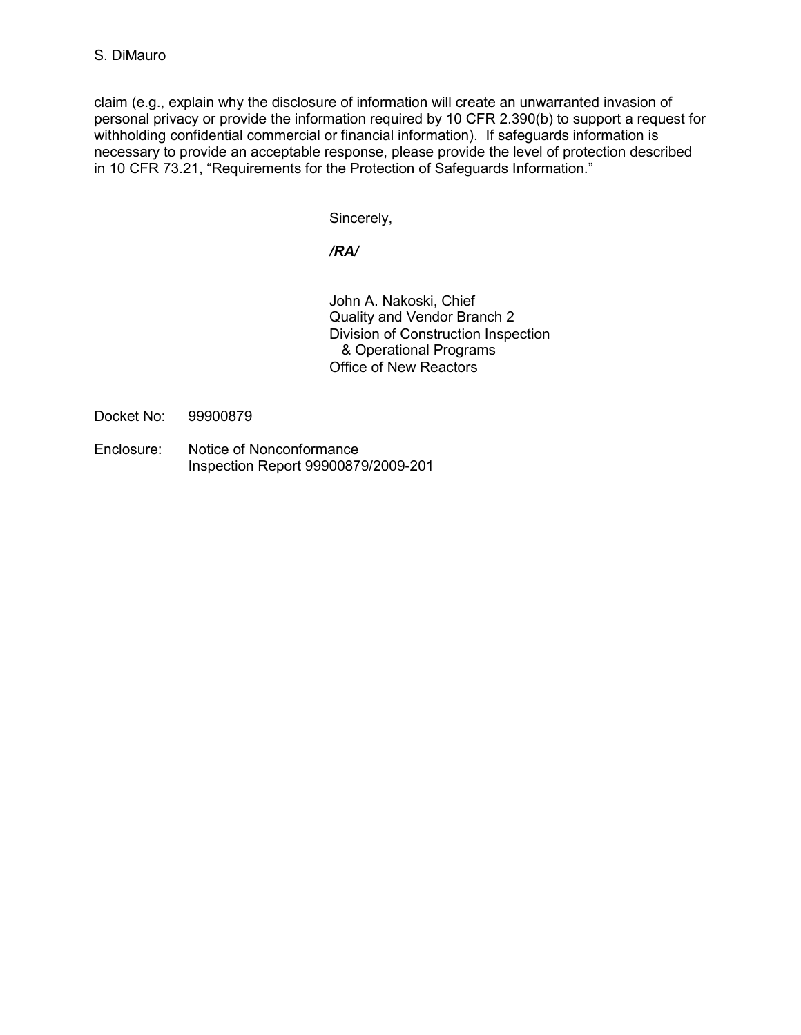claim (e.g., explain why the disclosure of information will create an unwarranted invasion of personal privacy or provide the information required by 10 CFR 2.390(b) to support a request for withholding confidential commercial or financial information). If safeguards information is necessary to provide an acceptable response, please provide the level of protection described in 10 CFR 73.21, "Requirements for the Protection of Safeguards Information."

Sincerely,

***/RA/***

John A. Nakoski, Chief
Quality and Vendor Branch 2
Division of Construction Inspection
& Operational Programs
Office of New Reactors

Docket No: 99900879

Enclosure: Notice of Nonconformance
Inspection Report 99900879/2009-201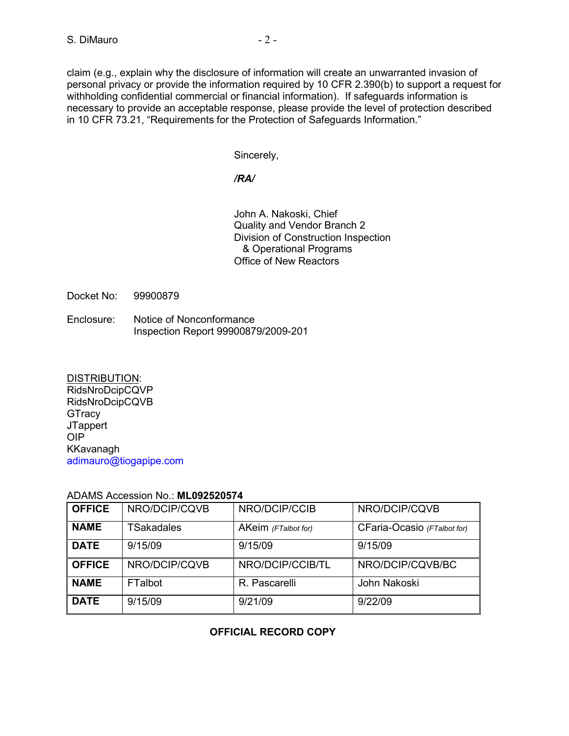claim (e.g., explain why the disclosure of information will create an unwarranted invasion of personal privacy or provide the information required by 10 CFR 2.390(b) to support a request for withholding confidential commercial or financial information). If safeguards information is necessary to provide an acceptable response, please provide the level of protection described in 10 CFR 73.21, “Requirements for the Protection of Safeguards Information.”

Sincerely,

***/RA/***

John A. Nakoski, Chief
Quality and Vendor Branch 2
Division of Construction Inspection
& Operational Programs
Office of New Reactors

Docket No: 99900879

Enclosure: Notice of Nonconformance
Inspection Report 99900879/2009-201

DISTRIBUTION:
RidsNroDcipCQVP
RidsNroDcipCQVB
GTracy
JTappert
OIP
KKavanagh
adimauro@tiogapipe.com

ADAMS Accession No.: **ML092520574**

| **OFFICE** | NRO/DCIP/CQVB | NRO/DCIP/CCIB | NRO/DCIP/CQVB |
|---|---|---|---|
| **NAME** | TSakadales | AKeim *(FTalbot for)* | CFaria-Ocasio *(FTalbot for)* |
| **DATE** | 9/15/09 | 9/15/09 | 9/15/09 |
| **OFFICE** | NRO/DCIP/CQVB | NRO/DCIP/CCIB/TL | NRO/DCIP/CQVB/BC |
| **NAME** | FTalbot | R. Pascarelli | John Nakoski |
| **DATE** | 9/15/09 | 9/21/09 | 9/22/09 |

**OFFICIAL RECORD COPY**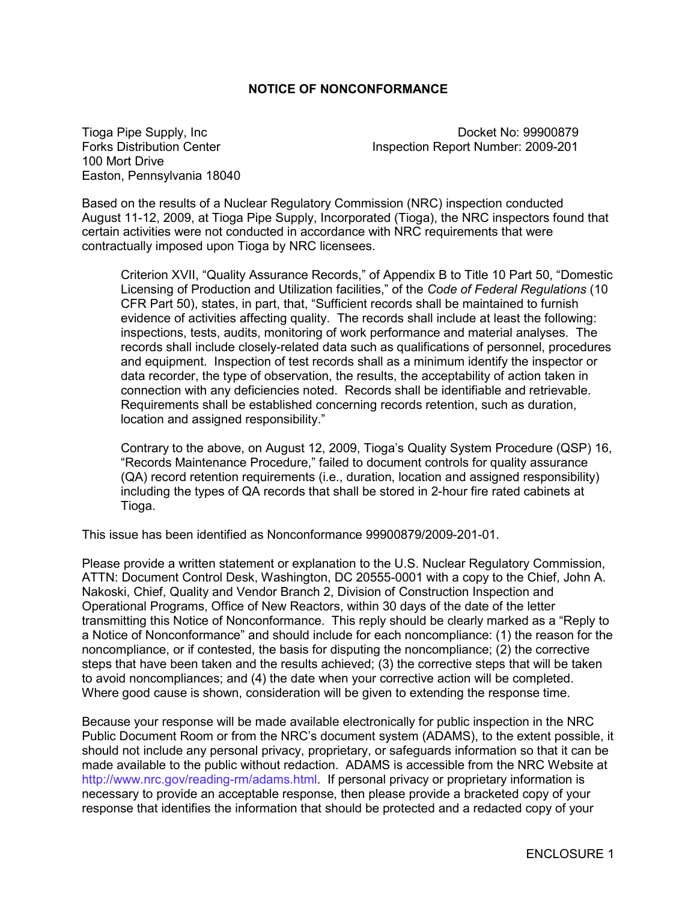## NOTICE OF NONCONFORMANCE

Tioga Pipe Supply, Inc
Forks Distribution Center
100 Mort Drive
Easton, Pennsylvania 18040

Docket No: 99900879
Inspection Report Number: 2009-201

Based on the results of a Nuclear Regulatory Commission (NRC) inspection conducted August 11-12, 2009, at Tioga Pipe Supply, Incorporated (Tioga), the NRC inspectors found that certain activities were not conducted in accordance with NRC requirements that were contractually imposed upon Tioga by NRC licensees.

> Criterion XVII, "Quality Assurance Records," of Appendix B to Title 10 Part 50, "Domestic Licensing of Production and Utilization facilities," of the *Code of Federal Regulations* (10 CFR Part 50), states, in part, that, "Sufficient records shall be maintained to furnish evidence of activities affecting quality. The records shall include at least the following: inspections, tests, audits, monitoring of work performance and material analyses. The records shall include closely-related data such as qualifications of personnel, procedures and equipment. Inspection of test records shall as a minimum identify the inspector or data recorder, the type of observation, the results, the acceptability of action taken in connection with any deficiencies noted. Records shall be identifiable and retrievable. Requirements shall be established concerning records retention, such as duration, location and assigned responsibility."
>
> Contrary to the above, on August 12, 2009, Tioga's Quality System Procedure (QSP) 16, "Records Maintenance Procedure," failed to document controls for quality assurance (QA) record retention requirements (i.e., duration, location and assigned responsibility) including the types of QA records that shall be stored in 2-hour fire rated cabinets at Tioga.

This issue has been identified as Nonconformance 99900879/2009-201-01.

Please provide a written statement or explanation to the U.S. Nuclear Regulatory Commission, ATTN: Document Control Desk, Washington, DC 20555-0001 with a copy to the Chief, John A. Nakoski, Chief, Quality and Vendor Branch 2, Division of Construction Inspection and Operational Programs, Office of New Reactors, within 30 days of the date of the letter transmitting this Notice of Nonconformance. This reply should be clearly marked as a "Reply to a Notice of Nonconformance" and should include for each noncompliance: (1) the reason for the noncompliance, or if contested, the basis for disputing the noncompliance; (2) the corrective steps that have been taken and the results achieved; (3) the corrective steps that will be taken to avoid noncompliances; and (4) the date when your corrective action will be completed. Where good cause is shown, consideration will be given to extending the response time.

Because your response will be made available electronically for public inspection in the NRC Public Document Room or from the NRC's document system (ADAMS), to the extent possible, it should not include any personal privacy, proprietary, or safeguards information so that it can be made available to the public without redaction. ADAMS is accessible from the NRC Website at http://www.nrc.gov/reading-rm/adams.html. If personal privacy or proprietary information is necessary to provide an acceptable response, then please provide a bracketed copy of your response that identifies the information that should be protected and a redacted copy of your

ENCLOSURE 1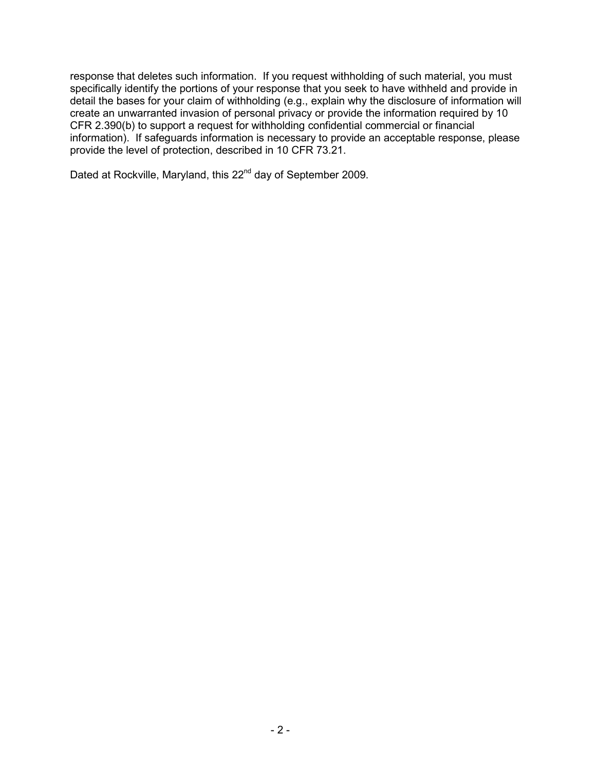response that deletes such information. If you request withholding of such material, you must specifically identify the portions of your response that you seek to have withheld and provide in detail the bases for your claim of withholding (e.g., explain why the disclosure of information will create an unwarranted invasion of personal privacy or provide the information required by 10 CFR 2.390(b) to support a request for withholding confidential commercial or financial information). If safeguards information is necessary to provide an acceptable response, please provide the level of protection, described in 10 CFR 73.21.

Dated at Rockville, Maryland, this 22nd day of September 2009.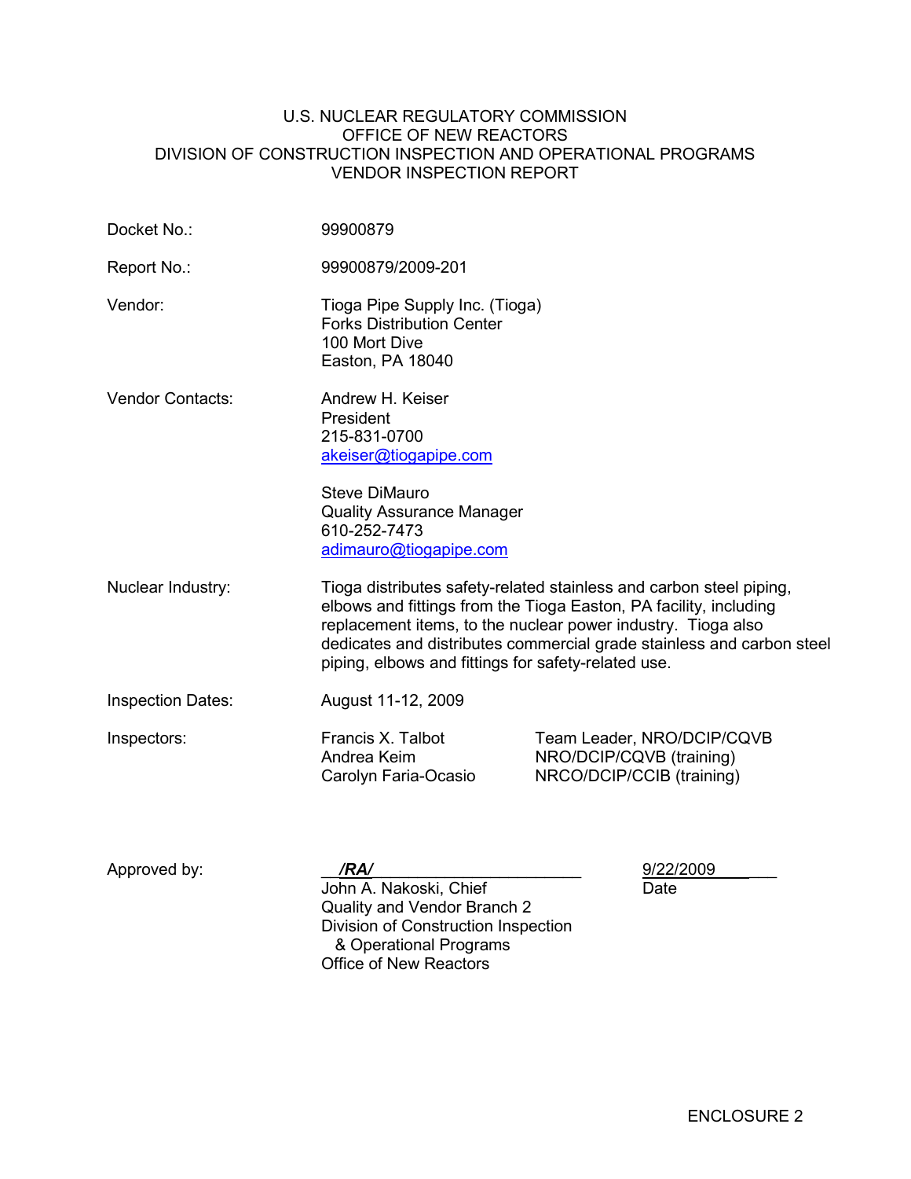U.S. NUCLEAR REGULATORY COMMISSION
OFFICE OF NEW REACTORS
DIVISION OF CONSTRUCTION INSPECTION AND OPERATIONAL PROGRAMS
VENDOR INSPECTION REPORT

| | | |
|---|---|---|
| Docket No.: | 99900879 | |
| Report No.: | 99900879/2009-201 | |
| Vendor: | Tioga Pipe Supply Inc. (Tioga)<br>Forks Distribution Center<br>100 Mort Dive<br>Easton, PA 18040 | |
| Vendor Contacts: | Andrew H. Keiser<br>President<br>215-831-0700<br>akeiser@tiogapipe.com<br><br>Steve DiMauro<br>Quality Assurance Manager<br>610-252-7473<br>adimauro@tiogapipe.com | |
| Nuclear Industry: | Tioga distributes safety-related stainless and carbon steel piping, elbows and fittings from the Tioga Easton, PA facility, including replacement items, to the nuclear power industry. Tioga also dedicates and distributes commercial grade stainless and carbon steel piping, elbows and fittings for safety-related use. | |
| Inspection Dates: | August 11-12, 2009 | |
| Inspectors: | Francis X. Talbot | Team Leader, NRO/DCIP/CQVB |
| | Andrea Keim | NRO/DCIP/CQVB (training) |
| | Carolyn Faria-Ocasio | NRCO/DCIP/CCIB (training) |

Approved by: ***/RA/*** 9/22/2009
John A. Nakoski, Chief
Quality and Vendor Branch 2
Division of Construction Inspection
& Operational Programs
Office of New Reactors
Date

ENCLOSURE 2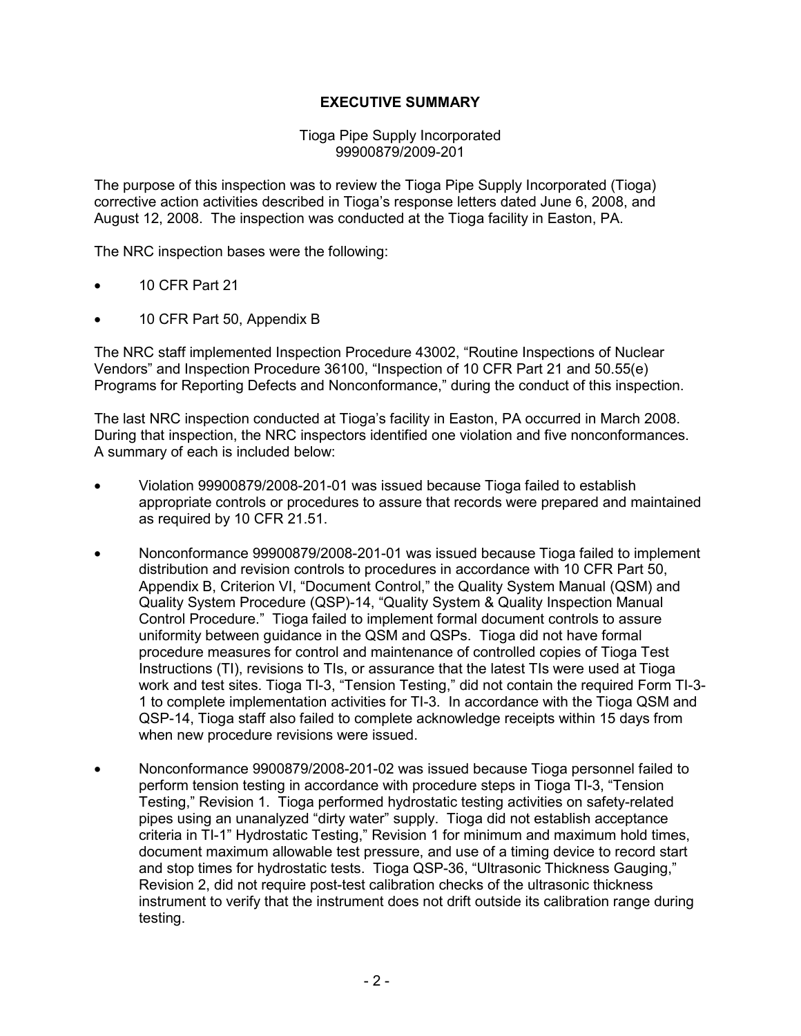## EXECUTIVE SUMMARY

Tioga Pipe Supply Incorporated
99900879/2009-201

The purpose of this inspection was to review the Tioga Pipe Supply Incorporated (Tioga) corrective action activities described in Tioga's response letters dated June 6, 2008, and August 12, 2008. The inspection was conducted at the Tioga facility in Easton, PA.

The NRC inspection bases were the following:

- 10 CFR Part 21
- 10 CFR Part 50, Appendix B

The NRC staff implemented Inspection Procedure 43002, "Routine Inspections of Nuclear Vendors" and Inspection Procedure 36100, "Inspection of 10 CFR Part 21 and 50.55(e) Programs for Reporting Defects and Nonconformance," during the conduct of this inspection.

The last NRC inspection conducted at Tioga's facility in Easton, PA occurred in March 2008. During that inspection, the NRC inspectors identified one violation and five nonconformances. A summary of each is included below:

- Violation 99900879/2008-201-01 was issued because Tioga failed to establish appropriate controls or procedures to assure that records were prepared and maintained as required by 10 CFR 21.51.
- Nonconformance 99900879/2008-201-01 was issued because Tioga failed to implement distribution and revision controls to procedures in accordance with 10 CFR Part 50, Appendix B, Criterion VI, "Document Control," the Quality System Manual (QSM) and Quality System Procedure (QSP)-14, "Quality System & Quality Inspection Manual Control Procedure." Tioga failed to implement formal document controls to assure uniformity between guidance in the QSM and QSPs. Tioga did not have formal procedure measures for control and maintenance of controlled copies of Tioga Test Instructions (TI), revisions to TIs, or assurance that the latest TIs were used at Tioga work and test sites. Tioga TI-3, "Tension Testing," did not contain the required Form TI-3-1 to complete implementation activities for TI-3. In accordance with the Tioga QSM and QSP-14, Tioga staff also failed to complete acknowledge receipts within 15 days from when new procedure revisions were issued.
- Nonconformance 9900879/2008-201-02 was issued because Tioga personnel failed to perform tension testing in accordance with procedure steps in Tioga TI-3, "Tension Testing," Revision 1. Tioga performed hydrostatic testing activities on safety-related pipes using an unanalyzed "dirty water" supply. Tioga did not establish acceptance criteria in TI-1" Hydrostatic Testing," Revision 1 for minimum and maximum hold times, document maximum allowable test pressure, and use of a timing device to record start and stop times for hydrostatic tests. Tioga QSP-36, "Ultrasonic Thickness Gauging," Revision 2, did not require post-test calibration checks of the ultrasonic thickness instrument to verify that the instrument does not drift outside its calibration range during testing.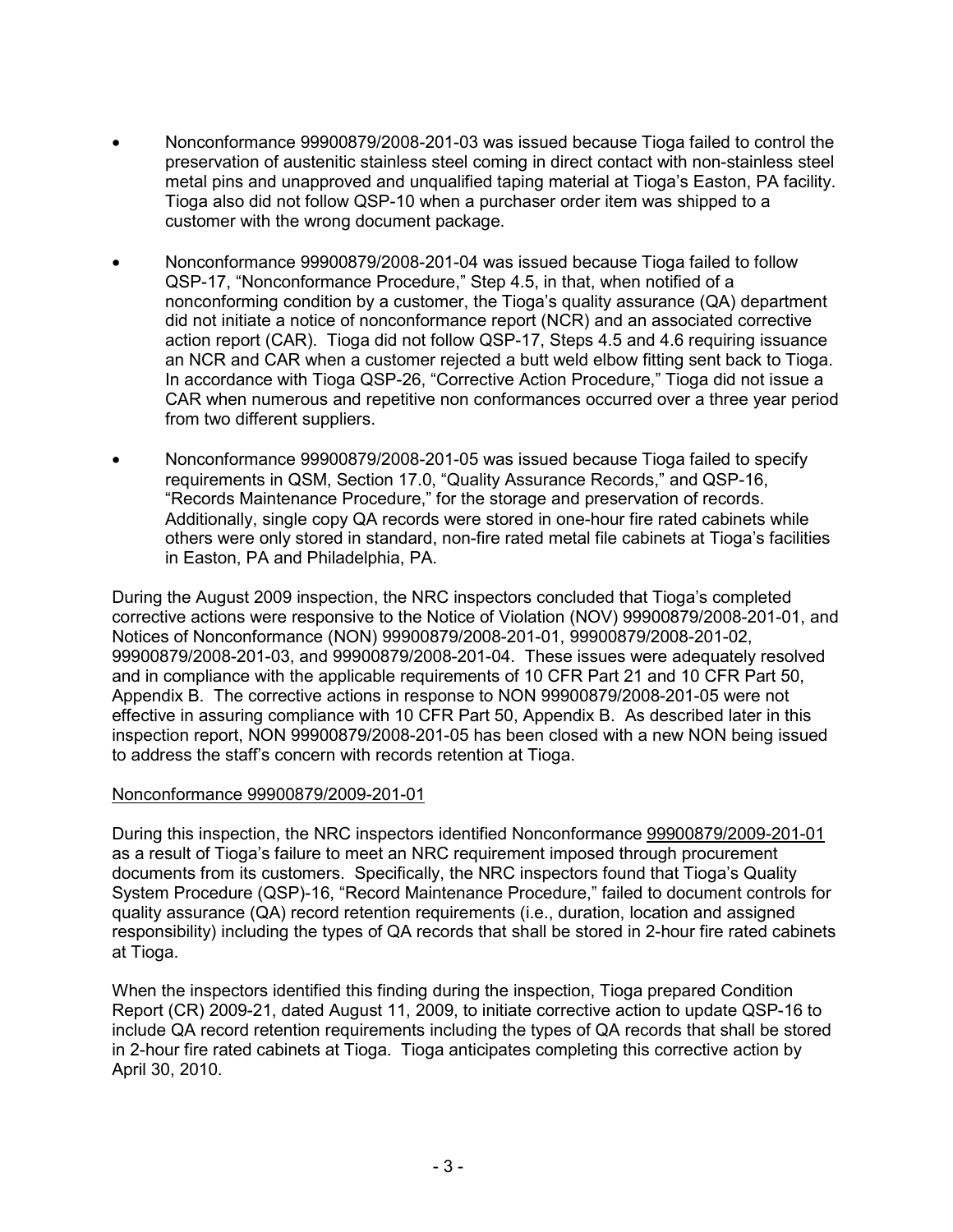- Nonconformance 99900879/2008-201-03 was issued because Tioga failed to control the preservation of austenitic stainless steel coming in direct contact with non-stainless steel metal pins and unapproved and unqualified taping material at Tioga's Easton, PA facility. Tioga also did not follow QSP-10 when a purchaser order item was shipped to a customer with the wrong document package.

- Nonconformance 99900879/2008-201-04 was issued because Tioga failed to follow QSP-17, "Nonconformance Procedure," Step 4.5, in that, when notified of a nonconforming condition by a customer, the Tioga's quality assurance (QA) department did not initiate a notice of nonconformance report (NCR) and an associated corrective action report (CAR). Tioga did not follow QSP-17, Steps 4.5 and 4.6 requiring issuance an NCR and CAR when a customer rejected a butt weld elbow fitting sent back to Tioga. In accordance with Tioga QSP-26, "Corrective Action Procedure," Tioga did not issue a CAR when numerous and repetitive non conformances occurred over a three year period from two different suppliers.

- Nonconformance 99900879/2008-201-05 was issued because Tioga failed to specify requirements in QSM, Section 17.0, "Quality Assurance Records," and QSP-16, "Records Maintenance Procedure," for the storage and preservation of records. Additionally, single copy QA records were stored in one-hour fire rated cabinets while others were only stored in standard, non-fire rated metal file cabinets at Tioga's facilities in Easton, PA and Philadelphia, PA.

During the August 2009 inspection, the NRC inspectors concluded that Tioga's completed corrective actions were responsive to the Notice of Violation (NOV) 99900879/2008-201-01, and Notices of Nonconformance (NON) 99900879/2008-201-01, 99900879/2008-201-02, 99900879/2008-201-03, and 99900879/2008-201-04. These issues were adequately resolved and in compliance with the applicable requirements of 10 CFR Part 21 and 10 CFR Part 50, Appendix B. The corrective actions in response to NON 99900879/2008-201-05 were not effective in assuring compliance with 10 CFR Part 50, Appendix B. As described later in this inspection report, NON 99900879/2008-201-05 has been closed with a new NON being issued to address the staff's concern with records retention at Tioga.

Nonconformance 99900879/2009-201-01

During this inspection, the NRC inspectors identified Nonconformance 99900879/2009-201-01 as a result of Tioga's failure to meet an NRC requirement imposed through procurement documents from its customers. Specifically, the NRC inspectors found that Tioga's Quality System Procedure (QSP)-16, "Record Maintenance Procedure," failed to document controls for quality assurance (QA) record retention requirements (i.e., duration, location and assigned responsibility) including the types of QA records that shall be stored in 2-hour fire rated cabinets at Tioga.

When the inspectors identified this finding during the inspection, Tioga prepared Condition Report (CR) 2009-21, dated August 11, 2009, to initiate corrective action to update QSP-16 to include QA record retention requirements including the types of QA records that shall be stored in 2-hour fire rated cabinets at Tioga. Tioga anticipates completing this corrective action by April 30, 2010.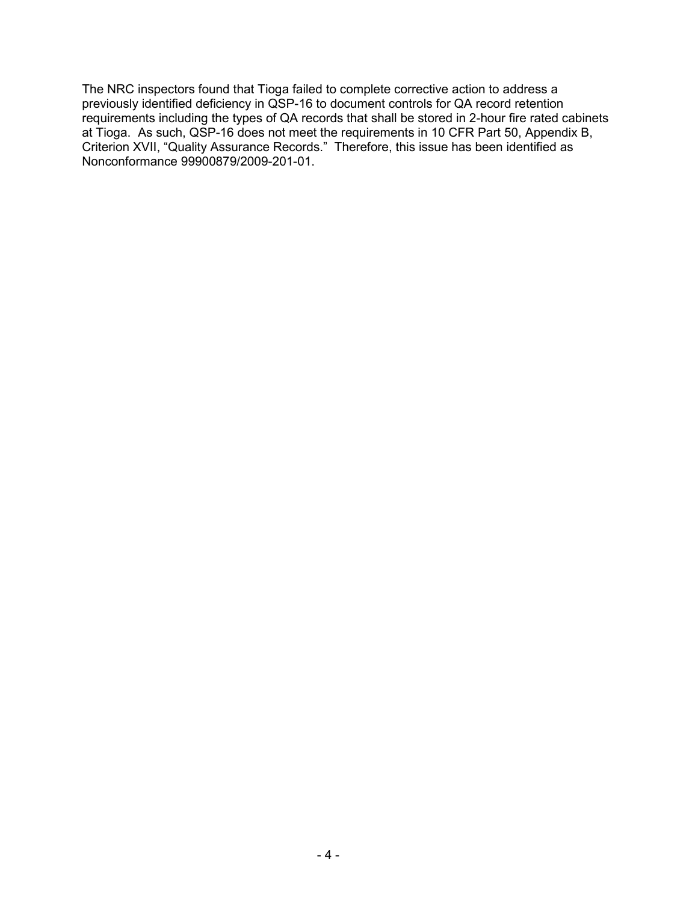The NRC inspectors found that Tioga failed to complete corrective action to address a previously identified deficiency in QSP-16 to document controls for QA record retention requirements including the types of QA records that shall be stored in 2-hour fire rated cabinets at Tioga. As such, QSP-16 does not meet the requirements in 10 CFR Part 50, Appendix B, Criterion XVII, "Quality Assurance Records." Therefore, this issue has been identified as Nonconformance 99900879/2009-201-01.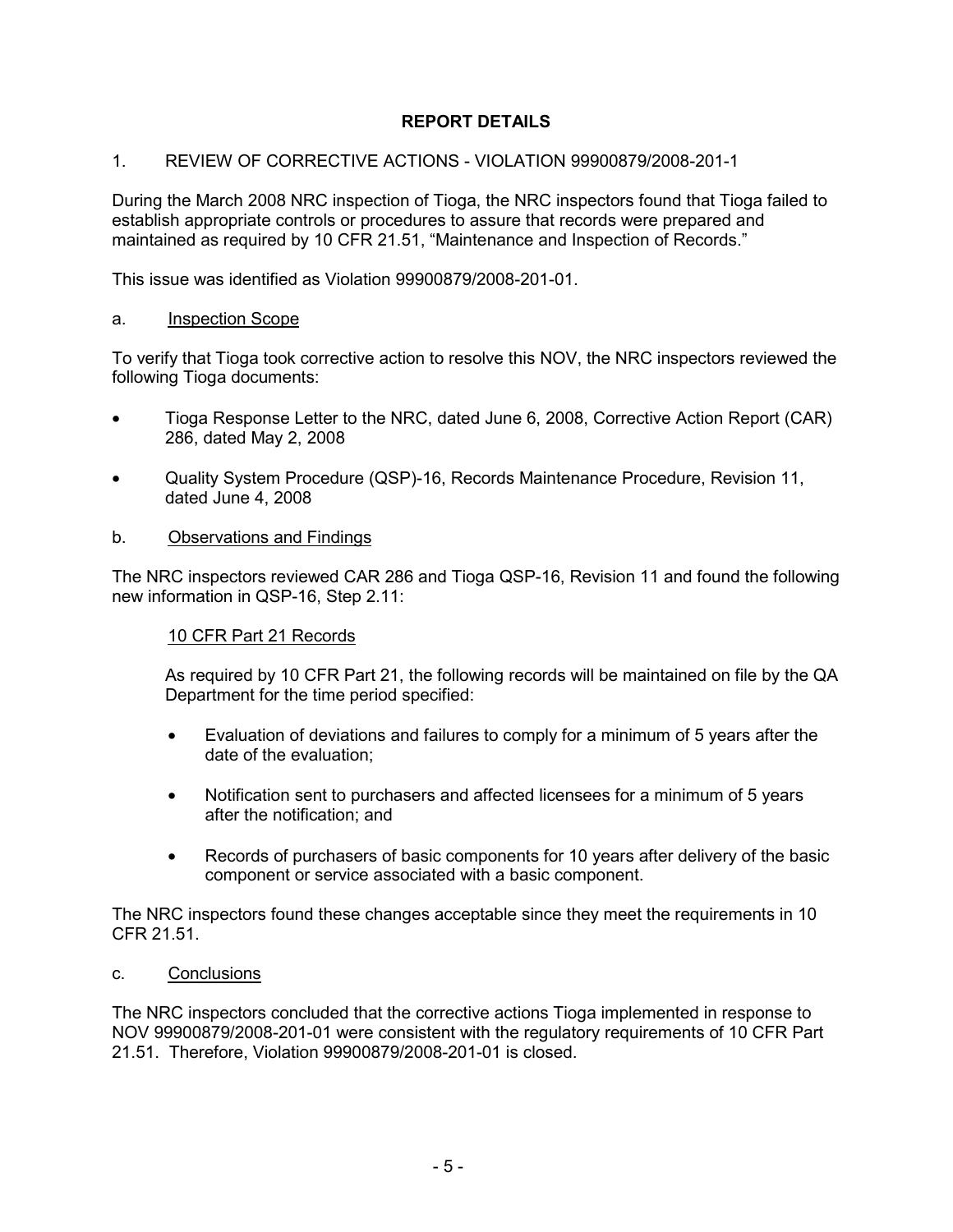# REPORT DETAILS

## 1. REVIEW OF CORRECTIVE ACTIONS - VIOLATION 99900879/2008-201-1

During the March 2008 NRC inspection of Tioga, the NRC inspectors found that Tioga failed to establish appropriate controls or procedures to assure that records were prepared and maintained as required by 10 CFR 21.51, "Maintenance and Inspection of Records."

This issue was identified as Violation 99900879/2008-201-01.

### a. Inspection Scope

To verify that Tioga took corrective action to resolve this NOV, the NRC inspectors reviewed the following Tioga documents:

- Tioga Response Letter to the NRC, dated June 6, 2008, Corrective Action Report (CAR) 286, dated May 2, 2008
- Quality System Procedure (QSP)-16, Records Maintenance Procedure, Revision 11, dated June 4, 2008

### b. Observations and Findings

The NRC inspectors reviewed CAR 286 and Tioga QSP-16, Revision 11 and found the following new information in QSP-16, Step 2.11:

> 10 CFR Part 21 Records
>
> As required by 10 CFR Part 21, the following records will be maintained on file by the QA Department for the time period specified:
>
> - Evaluation of deviations and failures to comply for a minimum of 5 years after the date of the evaluation;
> - Notification sent to purchasers and affected licensees for a minimum of 5 years after the notification; and
> - Records of purchasers of basic components for 10 years after delivery of the basic component or service associated with a basic component.

The NRC inspectors found these changes acceptable since they meet the requirements in 10 CFR 21.51.

### c. Conclusions

The NRC inspectors concluded that the corrective actions Tioga implemented in response to NOV 99900879/2008-201-01 were consistent with the regulatory requirements of 10 CFR Part 21.51. Therefore, Violation 99900879/2008-201-01 is closed.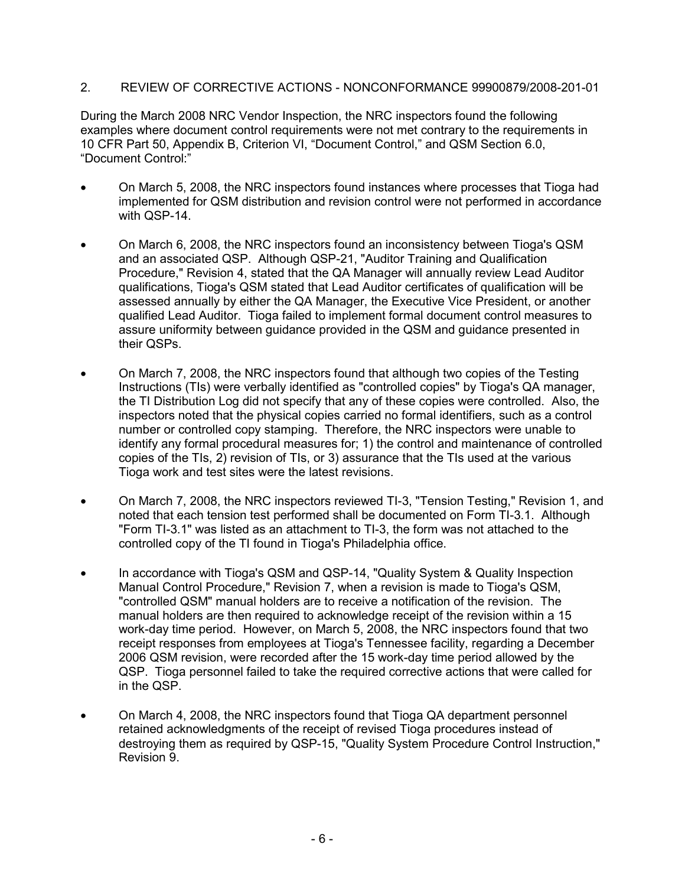## 2. REVIEW OF CORRECTIVE ACTIONS - NONCONFORMANCE 99900879/2008-201-01

During the March 2008 NRC Vendor Inspection, the NRC inspectors found the following examples where document control requirements were not met contrary to the requirements in 10 CFR Part 50, Appendix B, Criterion VI, "Document Control," and QSM Section 6.0, "Document Control:"

- On March 5, 2008, the NRC inspectors found instances where processes that Tioga had implemented for QSM distribution and revision control were not performed in accordance with QSP-14.
- On March 6, 2008, the NRC inspectors found an inconsistency between Tioga's QSM and an associated QSP. Although QSP-21, "Auditor Training and Qualification Procedure," Revision 4, stated that the QA Manager will annually review Lead Auditor qualifications, Tioga's QSM stated that Lead Auditor certificates of qualification will be assessed annually by either the QA Manager, the Executive Vice President, or another qualified Lead Auditor. Tioga failed to implement formal document control measures to assure uniformity between guidance provided in the QSM and guidance presented in their QSPs.
- On March 7, 2008, the NRC inspectors found that although two copies of the Testing Instructions (TIs) were verbally identified as "controlled copies" by Tioga's QA manager, the TI Distribution Log did not specify that any of these copies were controlled. Also, the inspectors noted that the physical copies carried no formal identifiers, such as a control number or controlled copy stamping. Therefore, the NRC inspectors were unable to identify any formal procedural measures for; 1) the control and maintenance of controlled copies of the TIs, 2) revision of TIs, or 3) assurance that the TIs used at the various Tioga work and test sites were the latest revisions.
- On March 7, 2008, the NRC inspectors reviewed TI-3, "Tension Testing," Revision 1, and noted that each tension test performed shall be documented on Form TI-3.1. Although "Form TI-3.1" was listed as an attachment to TI-3, the form was not attached to the controlled copy of the TI found in Tioga's Philadelphia office.
- In accordance with Tioga's QSM and QSP-14, "Quality System & Quality Inspection Manual Control Procedure," Revision 7, when a revision is made to Tioga's QSM, "controlled QSM" manual holders are to receive a notification of the revision. The manual holders are then required to acknowledge receipt of the revision within a 15 work-day time period. However, on March 5, 2008, the NRC inspectors found that two receipt responses from employees at Tioga's Tennessee facility, regarding a December 2006 QSM revision, were recorded after the 15 work-day time period allowed by the QSP. Tioga personnel failed to take the required corrective actions that were called for in the QSP.
- On March 4, 2008, the NRC inspectors found that Tioga QA department personnel retained acknowledgments of the receipt of revised Tioga procedures instead of destroying them as required by QSP-15, "Quality System Procedure Control Instruction," Revision 9.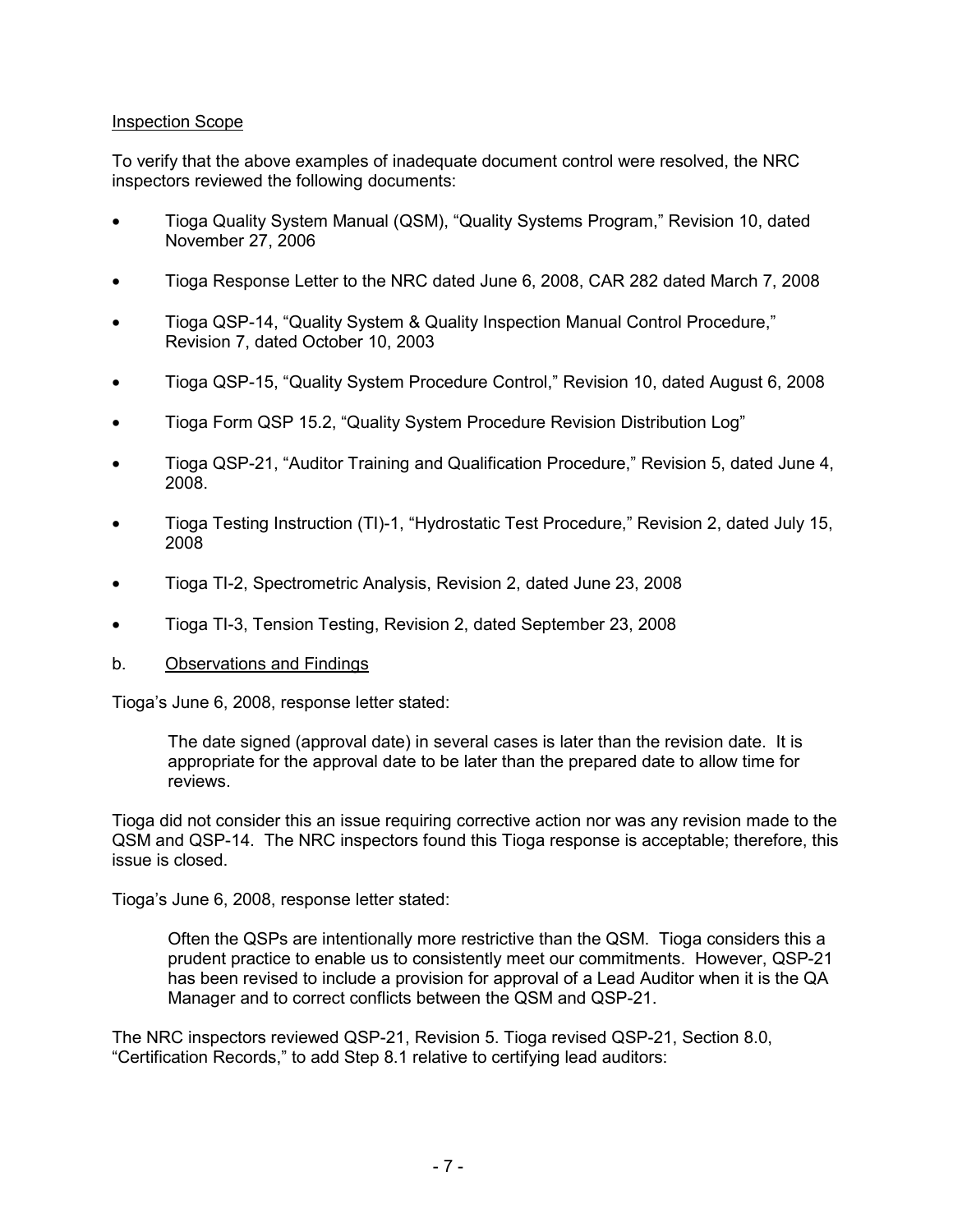Inspection Scope

To verify that the above examples of inadequate document control were resolved, the NRC inspectors reviewed the following documents:

- Tioga Quality System Manual (QSM), "Quality Systems Program," Revision 10, dated November 27, 2006
- Tioga Response Letter to the NRC dated June 6, 2008, CAR 282 dated March 7, 2008
- Tioga QSP-14, "Quality System & Quality Inspection Manual Control Procedure," Revision 7, dated October 10, 2003
- Tioga QSP-15, "Quality System Procedure Control," Revision 10, dated August 6, 2008
- Tioga Form QSP 15.2, "Quality System Procedure Revision Distribution Log"
- Tioga QSP-21, "Auditor Training and Qualification Procedure," Revision 5, dated June 4, 2008.
- Tioga Testing Instruction (TI)-1, "Hydrostatic Test Procedure," Revision 2, dated July 15, 2008
- Tioga TI-2, Spectrometric Analysis, Revision 2, dated June 23, 2008
- Tioga TI-3, Tension Testing, Revision 2, dated September 23, 2008

b. Observations and Findings

Tioga's June 6, 2008, response letter stated:

> The date signed (approval date) in several cases is later than the revision date. It is appropriate for the approval date to be later than the prepared date to allow time for reviews.

Tioga did not consider this an issue requiring corrective action nor was any revision made to the QSM and QSP-14. The NRC inspectors found this Tioga response is acceptable; therefore, this issue is closed.

Tioga's June 6, 2008, response letter stated:

> Often the QSPs are intentionally more restrictive than the QSM. Tioga considers this a prudent practice to enable us to consistently meet our commitments. However, QSP-21 has been revised to include a provision for approval of a Lead Auditor when it is the QA Manager and to correct conflicts between the QSM and QSP-21.

The NRC inspectors reviewed QSP-21, Revision 5. Tioga revised QSP-21, Section 8.0, "Certification Records," to add Step 8.1 relative to certifying lead auditors: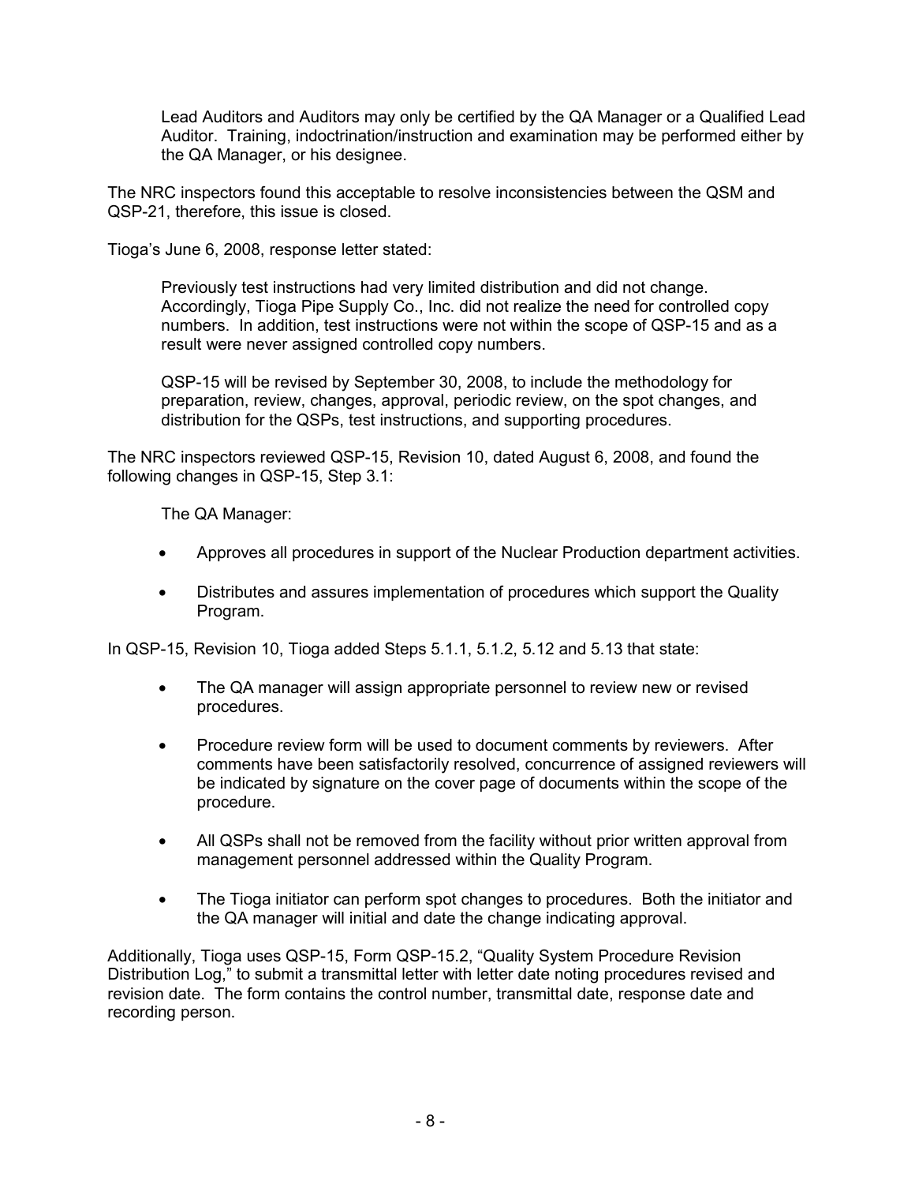> Lead Auditors and Auditors may only be certified by the QA Manager or a Qualified Lead Auditor. Training, indoctrination/instruction and examination may be performed either by the QA Manager, or his designee.

The NRC inspectors found this acceptable to resolve inconsistencies between the QSM and QSP-21, therefore, this issue is closed.

Tioga's June 6, 2008, response letter stated:

> Previously test instructions had very limited distribution and did not change. Accordingly, Tioga Pipe Supply Co., Inc. did not realize the need for controlled copy numbers. In addition, test instructions were not within the scope of QSP-15 and as a result were never assigned controlled copy numbers.
>
> QSP-15 will be revised by September 30, 2008, to include the methodology for preparation, review, changes, approval, periodic review, on the spot changes, and distribution for the QSPs, test instructions, and supporting procedures.

The NRC inspectors reviewed QSP-15, Revision 10, dated August 6, 2008, and found the following changes in QSP-15, Step 3.1:

> The QA Manager:
>
> - Approves all procedures in support of the Nuclear Production department activities.
> - Distributes and assures implementation of procedures which support the Quality Program.

In QSP-15, Revision 10, Tioga added Steps 5.1.1, 5.1.2, 5.12 and 5.13 that state:

- The QA manager will assign appropriate personnel to review new or revised procedures.
- Procedure review form will be used to document comments by reviewers. After comments have been satisfactorily resolved, concurrence of assigned reviewers will be indicated by signature on the cover page of documents within the scope of the procedure.
- All QSPs shall not be removed from the facility without prior written approval from management personnel addressed within the Quality Program.
- The Tioga initiator can perform spot changes to procedures. Both the initiator and the QA manager will initial and date the change indicating approval.

Additionally, Tioga uses QSP-15, Form QSP-15.2, "Quality System Procedure Revision Distribution Log," to submit a transmittal letter with letter date noting procedures revised and revision date. The form contains the control number, transmittal date, response date and recording person.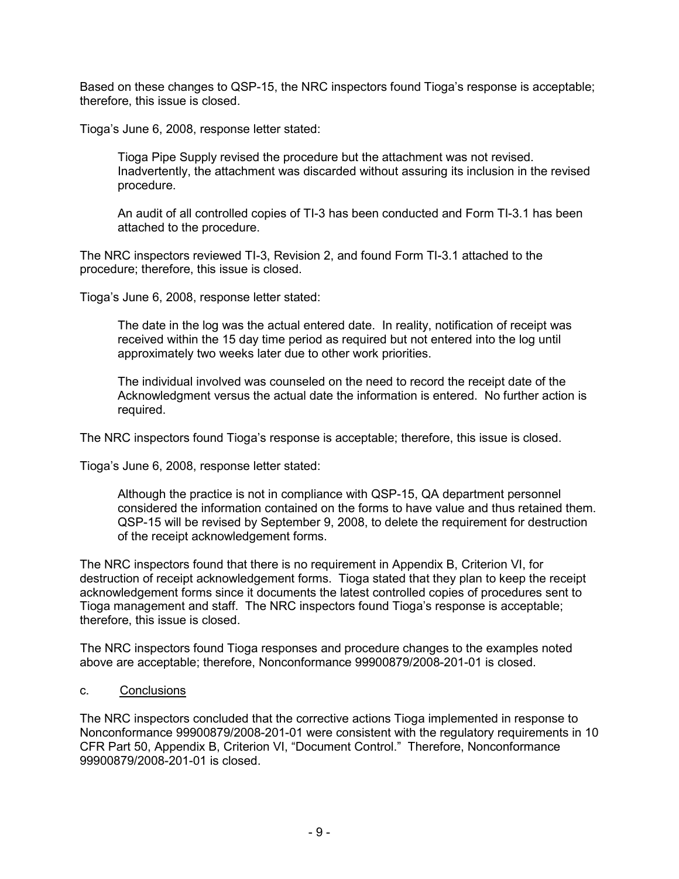Based on these changes to QSP-15, the NRC inspectors found Tioga's response is acceptable; therefore, this issue is closed.

Tioga's June 6, 2008, response letter stated:

> Tioga Pipe Supply revised the procedure but the attachment was not revised. Inadvertently, the attachment was discarded without assuring its inclusion in the revised procedure.
>
> An audit of all controlled copies of TI-3 has been conducted and Form TI-3.1 has been attached to the procedure.

The NRC inspectors reviewed TI-3, Revision 2, and found Form TI-3.1 attached to the procedure; therefore, this issue is closed.

Tioga's June 6, 2008, response letter stated:

> The date in the log was the actual entered date. In reality, notification of receipt was received within the 15 day time period as required but not entered into the log until approximately two weeks later due to other work priorities.
>
> The individual involved was counseled on the need to record the receipt date of the Acknowledgment versus the actual date the information is entered. No further action is required.

The NRC inspectors found Tioga's response is acceptable; therefore, this issue is closed.

Tioga's June 6, 2008, response letter stated:

> Although the practice is not in compliance with QSP-15, QA department personnel considered the information contained on the forms to have value and thus retained them. QSP-15 will be revised by September 9, 2008, to delete the requirement for destruction of the receipt acknowledgement forms.

The NRC inspectors found that there is no requirement in Appendix B, Criterion VI, for destruction of receipt acknowledgement forms. Tioga stated that they plan to keep the receipt acknowledgement forms since it documents the latest controlled copies of procedures sent to Tioga management and staff. The NRC inspectors found Tioga's response is acceptable; therefore, this issue is closed.

The NRC inspectors found Tioga responses and procedure changes to the examples noted above are acceptable; therefore, Nonconformance 99900879/2008-201-01 is closed.

c. Conclusions

The NRC inspectors concluded that the corrective actions Tioga implemented in response to Nonconformance 99900879/2008-201-01 were consistent with the regulatory requirements in 10 CFR Part 50, Appendix B, Criterion VI, "Document Control." Therefore, Nonconformance 99900879/2008-201-01 is closed.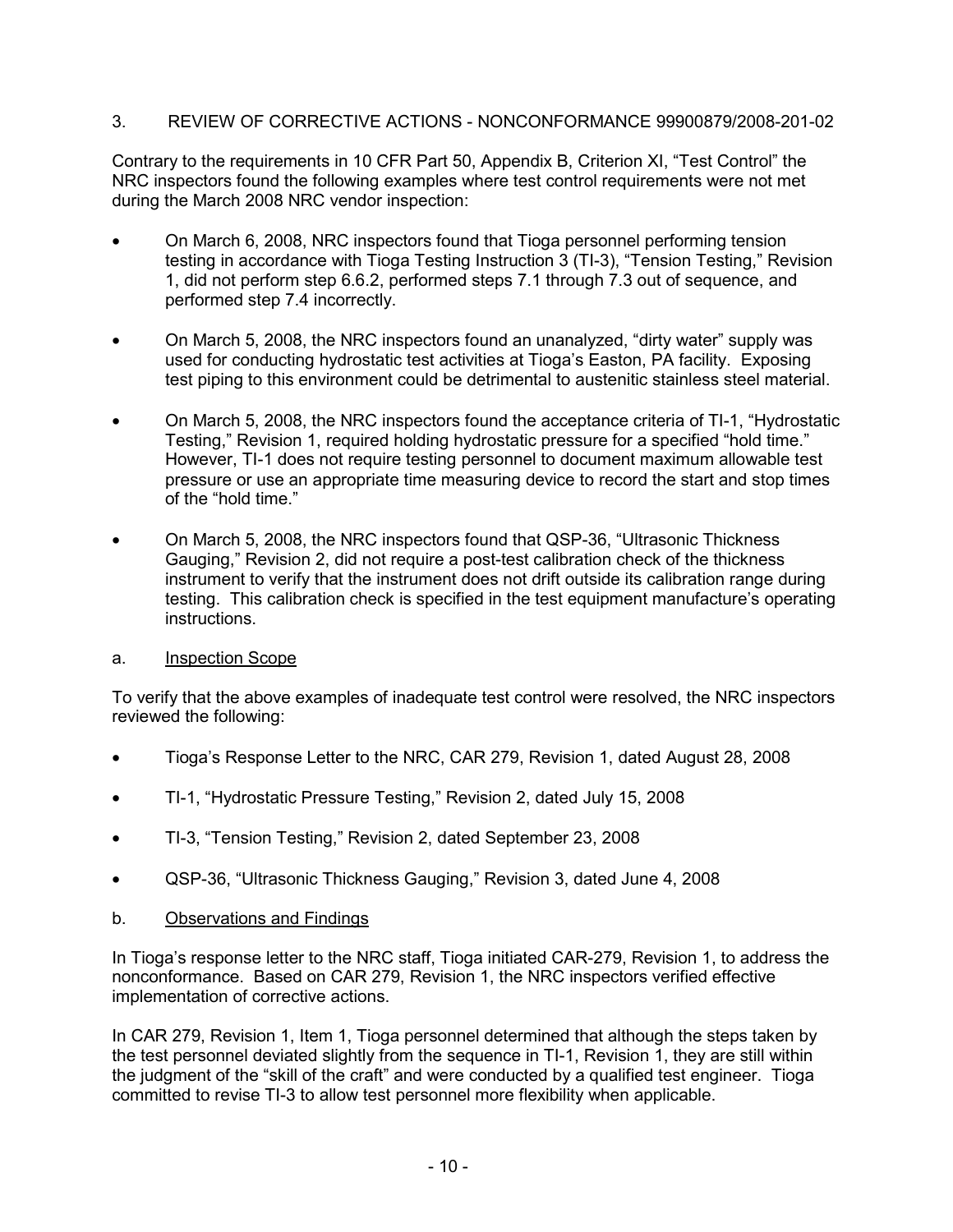## 3. REVIEW OF CORRECTIVE ACTIONS - NONCONFORMANCE 99900879/2008-201-02

Contrary to the requirements in 10 CFR Part 50, Appendix B, Criterion XI, "Test Control" the NRC inspectors found the following examples where test control requirements were not met during the March 2008 NRC vendor inspection:

- On March 6, 2008, NRC inspectors found that Tioga personnel performing tension testing in accordance with Tioga Testing Instruction 3 (TI-3), "Tension Testing," Revision 1, did not perform step 6.6.2, performed steps 7.1 through 7.3 out of sequence, and performed step 7.4 incorrectly.
- On March 5, 2008, the NRC inspectors found an unanalyzed, "dirty water" supply was used for conducting hydrostatic test activities at Tioga's Easton, PA facility. Exposing test piping to this environment could be detrimental to austenitic stainless steel material.
- On March 5, 2008, the NRC inspectors found the acceptance criteria of TI-1, "Hydrostatic Testing," Revision 1, required holding hydrostatic pressure for a specified "hold time." However, TI-1 does not require testing personnel to document maximum allowable test pressure or use an appropriate time measuring device to record the start and stop times of the "hold time."
- On March 5, 2008, the NRC inspectors found that QSP-36, "Ultrasonic Thickness Gauging," Revision 2, did not require a post-test calibration check of the thickness instrument to verify that the instrument does not drift outside its calibration range during testing. This calibration check is specified in the test equipment manufacture's operating instructions.

### a. Inspection Scope

To verify that the above examples of inadequate test control were resolved, the NRC inspectors reviewed the following:

- Tioga's Response Letter to the NRC, CAR 279, Revision 1, dated August 28, 2008
- TI-1, "Hydrostatic Pressure Testing," Revision 2, dated July 15, 2008
- TI-3, "Tension Testing," Revision 2, dated September 23, 2008
- QSP-36, "Ultrasonic Thickness Gauging," Revision 3, dated June 4, 2008

### b. Observations and Findings

In Tioga's response letter to the NRC staff, Tioga initiated CAR-279, Revision 1, to address the nonconformance. Based on CAR 279, Revision 1, the NRC inspectors verified effective implementation of corrective actions.

In CAR 279, Revision 1, Item 1, Tioga personnel determined that although the steps taken by the test personnel deviated slightly from the sequence in TI-1, Revision 1, they are still within the judgment of the "skill of the craft" and were conducted by a qualified test engineer. Tioga committed to revise TI-3 to allow test personnel more flexibility when applicable.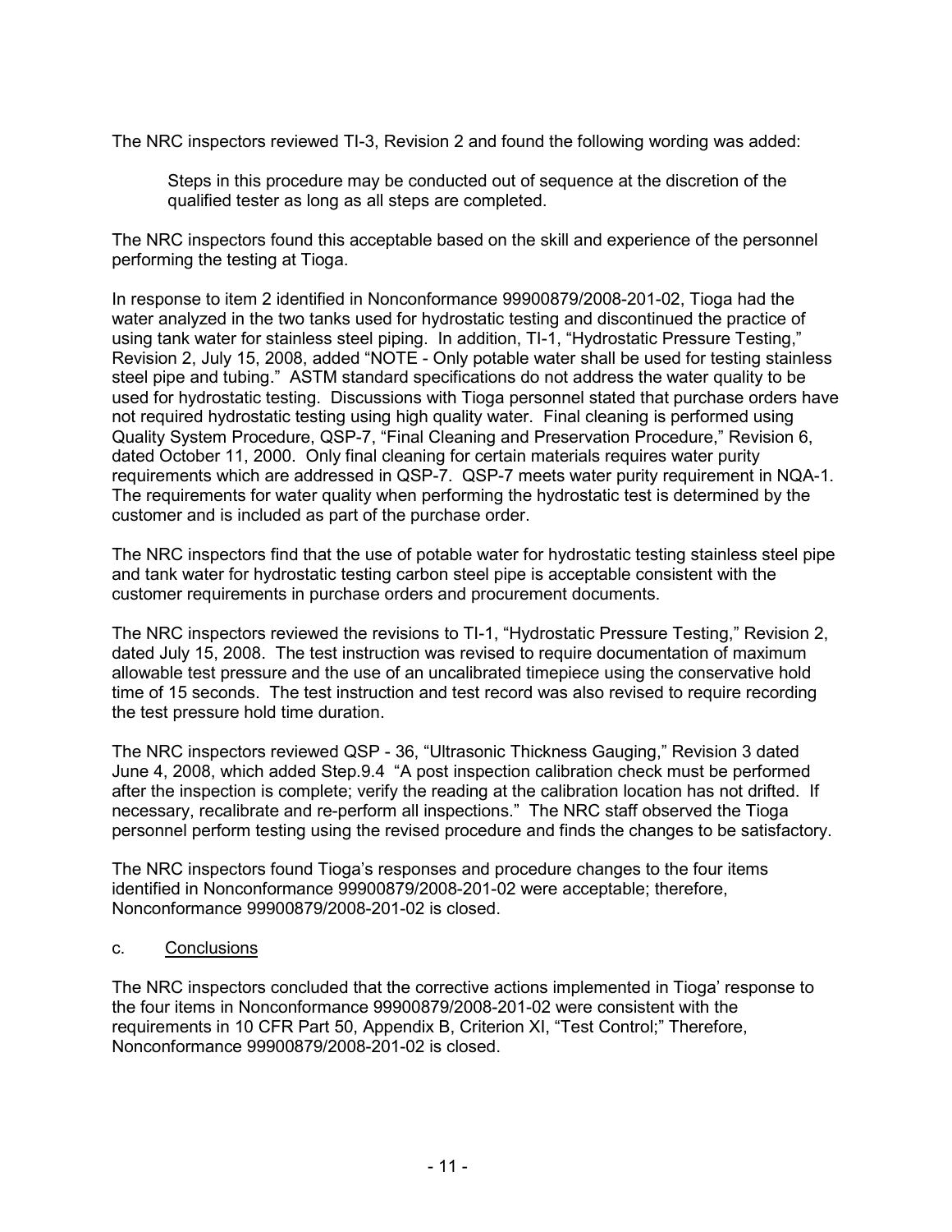The NRC inspectors reviewed TI-3, Revision 2 and found the following wording was added:

> Steps in this procedure may be conducted out of sequence at the discretion of the qualified tester as long as all steps are completed.

The NRC inspectors found this acceptable based on the skill and experience of the personnel performing the testing at Tioga.

In response to item 2 identified in Nonconformance 99900879/2008-201-02, Tioga had the water analyzed in the two tanks used for hydrostatic testing and discontinued the practice of using tank water for stainless steel piping. In addition, TI-1, "Hydrostatic Pressure Testing," Revision 2, July 15, 2008, added "NOTE - Only potable water shall be used for testing stainless steel pipe and tubing." ASTM standard specifications do not address the water quality to be used for hydrostatic testing. Discussions with Tioga personnel stated that purchase orders have not required hydrostatic testing using high quality water. Final cleaning is performed using Quality System Procedure, QSP-7, "Final Cleaning and Preservation Procedure," Revision 6, dated October 11, 2000. Only final cleaning for certain materials requires water purity requirements which are addressed in QSP-7. QSP-7 meets water purity requirement in NQA-1. The requirements for water quality when performing the hydrostatic test is determined by the customer and is included as part of the purchase order.

The NRC inspectors find that the use of potable water for hydrostatic testing stainless steel pipe and tank water for hydrostatic testing carbon steel pipe is acceptable consistent with the customer requirements in purchase orders and procurement documents.

The NRC inspectors reviewed the revisions to TI-1, "Hydrostatic Pressure Testing," Revision 2, dated July 15, 2008. The test instruction was revised to require documentation of maximum allowable test pressure and the use of an uncalibrated timepiece using the conservative hold time of 15 seconds. The test instruction and test record was also revised to require recording the test pressure hold time duration.

The NRC inspectors reviewed QSP - 36, "Ultrasonic Thickness Gauging," Revision 3 dated June 4, 2008, which added Step.9.4 "A post inspection calibration check must be performed after the inspection is complete; verify the reading at the calibration location has not drifted. If necessary, recalibrate and re-perform all inspections." The NRC staff observed the Tioga personnel perform testing using the revised procedure and finds the changes to be satisfactory.

The NRC inspectors found Tioga's responses and procedure changes to the four items identified in Nonconformance 99900879/2008-201-02 were acceptable; therefore, Nonconformance 99900879/2008-201-02 is closed.

c. Conclusions

The NRC inspectors concluded that the corrective actions implemented in Tioga' response to the four items in Nonconformance 99900879/2008-201-02 were consistent with the requirements in 10 CFR Part 50, Appendix B, Criterion XI, "Test Control;" Therefore, Nonconformance 99900879/2008-201-02 is closed.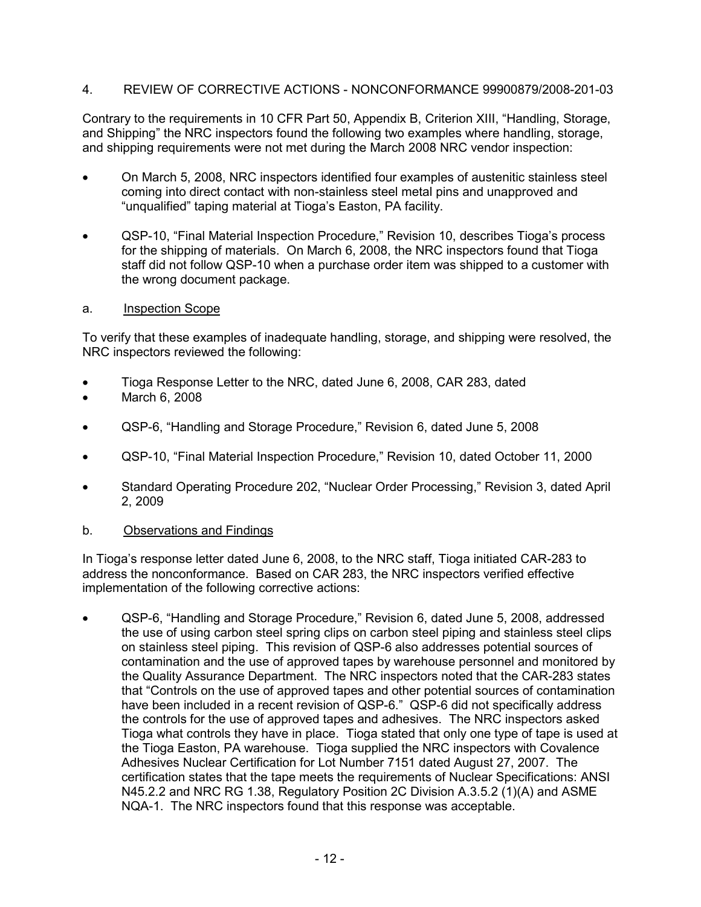4. REVIEW OF CORRECTIVE ACTIONS - NONCONFORMANCE 99900879/2008-201-03

Contrary to the requirements in 10 CFR Part 50, Appendix B, Criterion XIII, "Handling, Storage, and Shipping" the NRC inspectors found the following two examples where handling, storage, and shipping requirements were not met during the March 2008 NRC vendor inspection:

- On March 5, 2008, NRC inspectors identified four examples of austenitic stainless steel coming into direct contact with non-stainless steel metal pins and unapproved and "unqualified" taping material at Tioga's Easton, PA facility.
- QSP-10, "Final Material Inspection Procedure," Revision 10, describes Tioga's process for the shipping of materials. On March 6, 2008, the NRC inspectors found that Tioga staff did not follow QSP-10 when a purchase order item was shipped to a customer with the wrong document package.

a. Inspection Scope

To verify that these examples of inadequate handling, storage, and shipping were resolved, the NRC inspectors reviewed the following:

- Tioga Response Letter to the NRC, dated June 6, 2008, CAR 283, dated
- March 6, 2008
- QSP-6, "Handling and Storage Procedure," Revision 6, dated June 5, 2008
- QSP-10, "Final Material Inspection Procedure," Revision 10, dated October 11, 2000
- Standard Operating Procedure 202, "Nuclear Order Processing," Revision 3, dated April 2, 2009

b. Observations and Findings

In Tioga's response letter dated June 6, 2008, to the NRC staff, Tioga initiated CAR-283 to address the nonconformance. Based on CAR 283, the NRC inspectors verified effective implementation of the following corrective actions:

- QSP-6, "Handling and Storage Procedure," Revision 6, dated June 5, 2008, addressed the use of using carbon steel spring clips on carbon steel piping and stainless steel clips on stainless steel piping. This revision of QSP-6 also addresses potential sources of contamination and the use of approved tapes by warehouse personnel and monitored by the Quality Assurance Department. The NRC inspectors noted that the CAR-283 states that "Controls on the use of approved tapes and other potential sources of contamination have been included in a recent revision of QSP-6." QSP-6 did not specifically address the controls for the use of approved tapes and adhesives. The NRC inspectors asked Tioga what controls they have in place. Tioga stated that only one type of tape is used at the Tioga Easton, PA warehouse. Tioga supplied the NRC inspectors with Covalence Adhesives Nuclear Certification for Lot Number 7151 dated August 27, 2007. The certification states that the tape meets the requirements of Nuclear Specifications: ANSI N45.2.2 and NRC RG 1.38, Regulatory Position 2C Division A.3.5.2 (1)(A) and ASME NQA-1. The NRC inspectors found that this response was acceptable.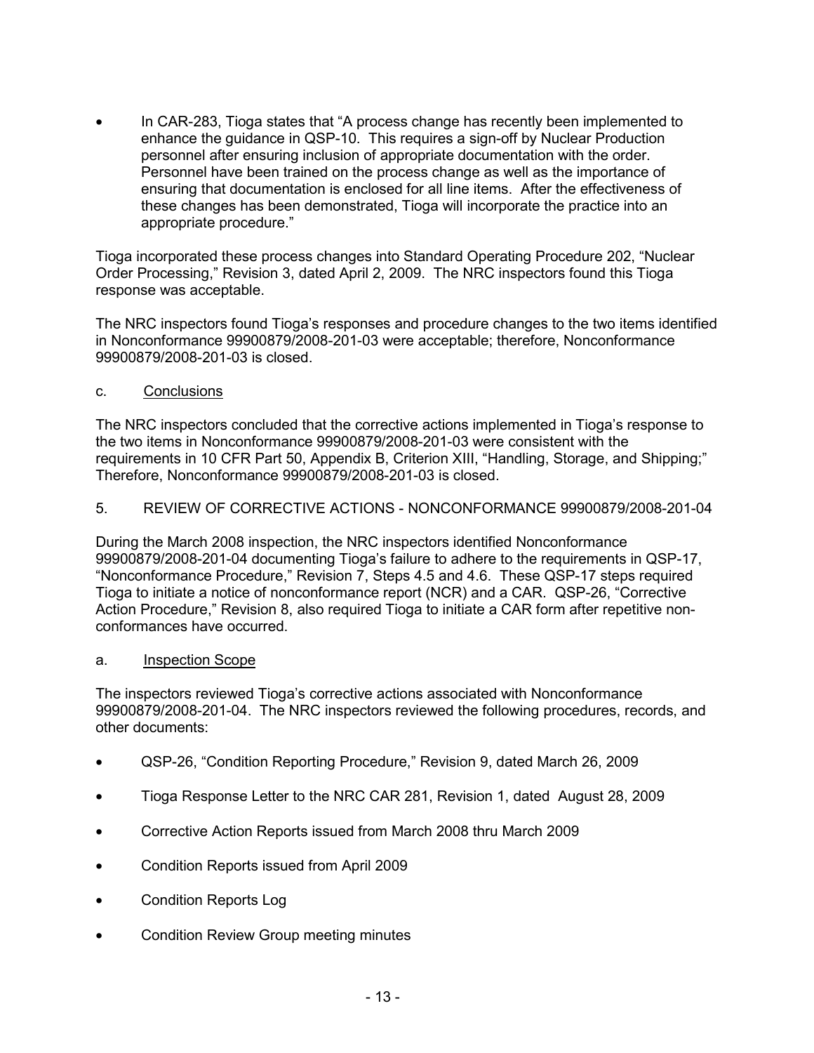- In CAR-283, Tioga states that "A process change has recently been implemented to enhance the guidance in QSP-10. This requires a sign-off by Nuclear Production personnel after ensuring inclusion of appropriate documentation with the order. Personnel have been trained on the process change as well as the importance of ensuring that documentation is enclosed for all line items. After the effectiveness of these changes has been demonstrated, Tioga will incorporate the practice into an appropriate procedure."

Tioga incorporated these process changes into Standard Operating Procedure 202, "Nuclear Order Processing," Revision 3, dated April 2, 2009. The NRC inspectors found this Tioga response was acceptable.

The NRC inspectors found Tioga's responses and procedure changes to the two items identified in Nonconformance 99900879/2008-201-03 were acceptable; therefore, Nonconformance 99900879/2008-201-03 is closed.

c. Conclusions

The NRC inspectors concluded that the corrective actions implemented in Tioga's response to the two items in Nonconformance 99900879/2008-201-03 were consistent with the requirements in 10 CFR Part 50, Appendix B, Criterion XIII, "Handling, Storage, and Shipping;" Therefore, Nonconformance 99900879/2008-201-03 is closed.

## 5. REVIEW OF CORRECTIVE ACTIONS - NONCONFORMANCE 99900879/2008-201-04

During the March 2008 inspection, the NRC inspectors identified Nonconformance 99900879/2008-201-04 documenting Tioga's failure to adhere to the requirements in QSP-17, "Nonconformance Procedure," Revision 7, Steps 4.5 and 4.6. These QSP-17 steps required Tioga to initiate a notice of nonconformance report (NCR) and a CAR. QSP-26, "Corrective Action Procedure," Revision 8, also required Tioga to initiate a CAR form after repetitive non-conformances have occurred.

a. Inspection Scope

The inspectors reviewed Tioga's corrective actions associated with Nonconformance 99900879/2008-201-04. The NRC inspectors reviewed the following procedures, records, and other documents:

- QSP-26, "Condition Reporting Procedure," Revision 9, dated March 26, 2009
- Tioga Response Letter to the NRC CAR 281, Revision 1, dated August 28, 2009
- Corrective Action Reports issued from March 2008 thru March 2009
- Condition Reports issued from April 2009
- Condition Reports Log
- Condition Review Group meeting minutes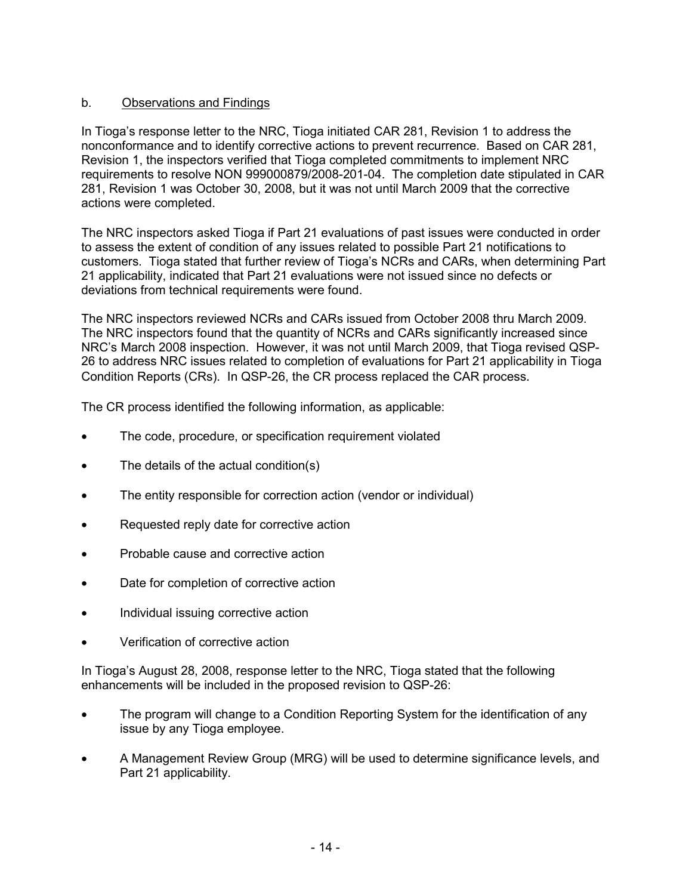b. Observations and Findings

In Tioga's response letter to the NRC, Tioga initiated CAR 281, Revision 1 to address the nonconformance and to identify corrective actions to prevent recurrence. Based on CAR 281, Revision 1, the inspectors verified that Tioga completed commitments to implement NRC requirements to resolve NON 999000879/2008-201-04. The completion date stipulated in CAR 281, Revision 1 was October 30, 2008, but it was not until March 2009 that the corrective actions were completed.

The NRC inspectors asked Tioga if Part 21 evaluations of past issues were conducted in order to assess the extent of condition of any issues related to possible Part 21 notifications to customers. Tioga stated that further review of Tioga's NCRs and CARs, when determining Part 21 applicability, indicated that Part 21 evaluations were not issued since no defects or deviations from technical requirements were found.

The NRC inspectors reviewed NCRs and CARs issued from October 2008 thru March 2009. The NRC inspectors found that the quantity of NCRs and CARs significantly increased since NRC's March 2008 inspection. However, it was not until March 2009, that Tioga revised QSP-26 to address NRC issues related to completion of evaluations for Part 21 applicability in Tioga Condition Reports (CRs). In QSP-26, the CR process replaced the CAR process.

The CR process identified the following information, as applicable:

- The code, procedure, or specification requirement violated
- The details of the actual condition(s)
- The entity responsible for correction action (vendor or individual)
- Requested reply date for corrective action
- Probable cause and corrective action
- Date for completion of corrective action
- Individual issuing corrective action
- Verification of corrective action

In Tioga's August 28, 2008, response letter to the NRC, Tioga stated that the following enhancements will be included in the proposed revision to QSP-26:

- The program will change to a Condition Reporting System for the identification of any issue by any Tioga employee.
- A Management Review Group (MRG) will be used to determine significance levels, and Part 21 applicability.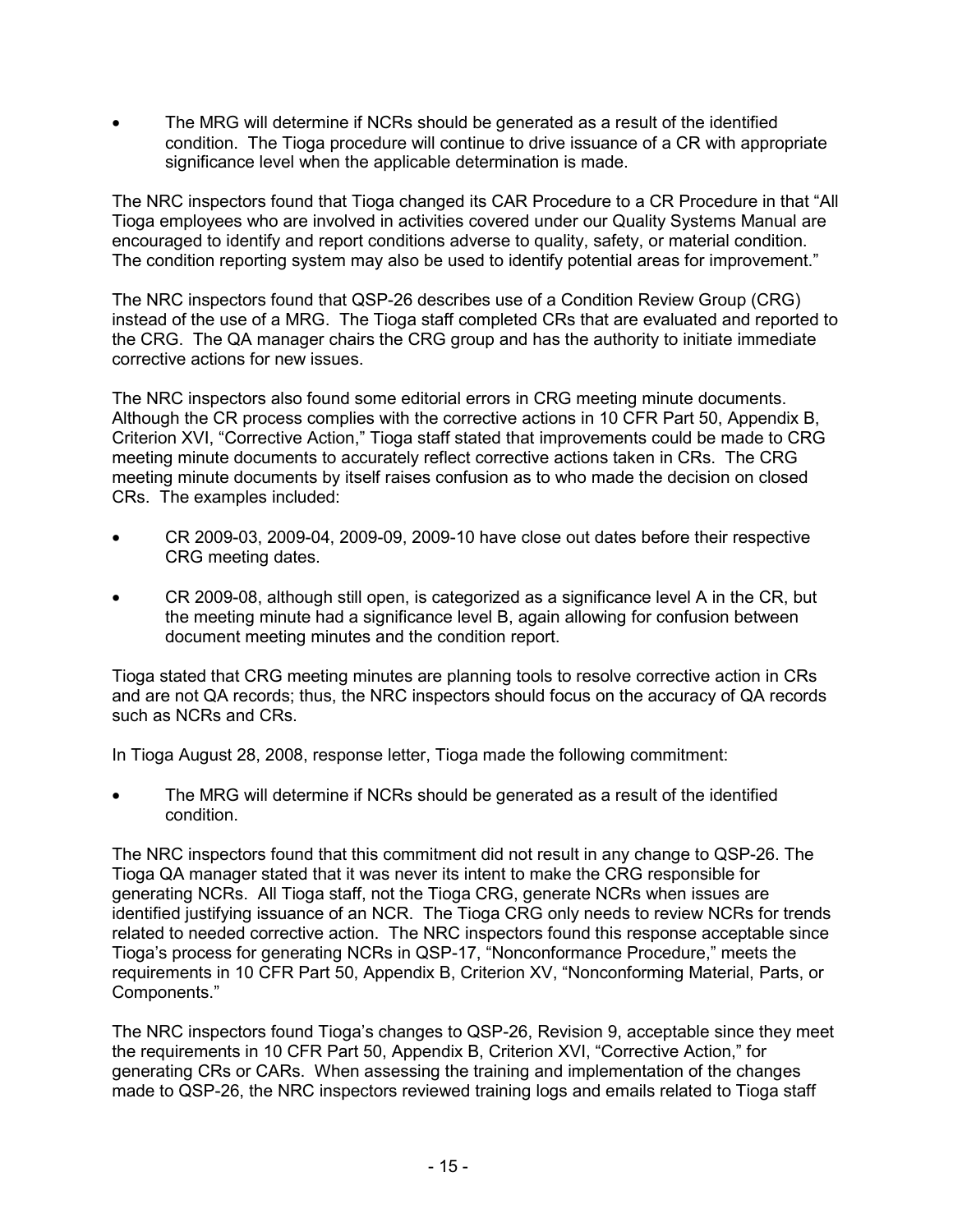- The MRG will determine if NCRs should be generated as a result of the identified condition. The Tioga procedure will continue to drive issuance of a CR with appropriate significance level when the applicable determination is made.

The NRC inspectors found that Tioga changed its CAR Procedure to a CR Procedure in that "All Tioga employees who are involved in activities covered under our Quality Systems Manual are encouraged to identify and report conditions adverse to quality, safety, or material condition. The condition reporting system may also be used to identify potential areas for improvement."

The NRC inspectors found that QSP-26 describes use of a Condition Review Group (CRG) instead of the use of a MRG. The Tioga staff completed CRs that are evaluated and reported to the CRG. The QA manager chairs the CRG group and has the authority to initiate immediate corrective actions for new issues.

The NRC inspectors also found some editorial errors in CRG meeting minute documents. Although the CR process complies with the corrective actions in 10 CFR Part 50, Appendix B, Criterion XVI, "Corrective Action," Tioga staff stated that improvements could be made to CRG meeting minute documents to accurately reflect corrective actions taken in CRs. The CRG meeting minute documents by itself raises confusion as to who made the decision on closed CRs. The examples included:

- CR 2009-03, 2009-04, 2009-09, 2009-10 have close out dates before their respective CRG meeting dates.
- CR 2009-08, although still open, is categorized as a significance level A in the CR, but the meeting minute had a significance level B, again allowing for confusion between document meeting minutes and the condition report.

Tioga stated that CRG meeting minutes are planning tools to resolve corrective action in CRs and are not QA records; thus, the NRC inspectors should focus on the accuracy of QA records such as NCRs and CRs.

In Tioga August 28, 2008, response letter, Tioga made the following commitment:

- The MRG will determine if NCRs should be generated as a result of the identified condition.

The NRC inspectors found that this commitment did not result in any change to QSP-26. The Tioga QA manager stated that it was never its intent to make the CRG responsible for generating NCRs. All Tioga staff, not the Tioga CRG, generate NCRs when issues are identified justifying issuance of an NCR. The Tioga CRG only needs to review NCRs for trends related to needed corrective action. The NRC inspectors found this response acceptable since Tioga's process for generating NCRs in QSP-17, "Nonconformance Procedure," meets the requirements in 10 CFR Part 50, Appendix B, Criterion XV, "Nonconforming Material, Parts, or Components."

The NRC inspectors found Tioga's changes to QSP-26, Revision 9, acceptable since they meet the requirements in 10 CFR Part 50, Appendix B, Criterion XVI, "Corrective Action," for generating CRs or CARs. When assessing the training and implementation of the changes made to QSP-26, the NRC inspectors reviewed training logs and emails related to Tioga staff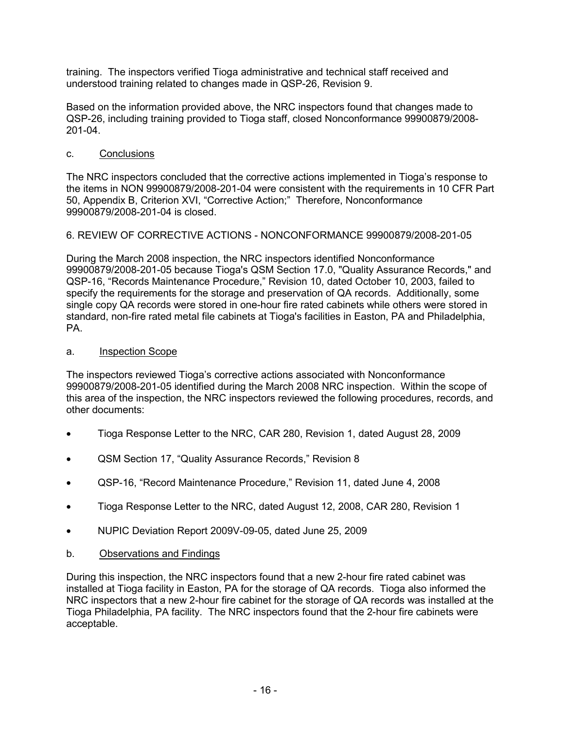training. The inspectors verified Tioga administrative and technical staff received and understood training related to changes made in QSP-26, Revision 9.

Based on the information provided above, the NRC inspectors found that changes made to QSP-26, including training provided to Tioga staff, closed Nonconformance 99900879/2008-201-04.

c. Conclusions

The NRC inspectors concluded that the corrective actions implemented in Tioga's response to the items in NON 99900879/2008-201-04 were consistent with the requirements in 10 CFR Part 50, Appendix B, Criterion XVI, "Corrective Action;" Therefore, Nonconformance 99900879/2008-201-04 is closed.

6. REVIEW OF CORRECTIVE ACTIONS - NONCONFORMANCE 99900879/2008-201-05

During the March 2008 inspection, the NRC inspectors identified Nonconformance 99900879/2008-201-05 because Tioga's QSM Section 17.0, "Quality Assurance Records," and QSP-16, "Records Maintenance Procedure," Revision 10, dated October 10, 2003, failed to specify the requirements for the storage and preservation of QA records. Additionally, some single copy QA records were stored in one-hour fire rated cabinets while others were stored in standard, non-fire rated metal file cabinets at Tioga's facilities in Easton, PA and Philadelphia, PA.

a. Inspection Scope

The inspectors reviewed Tioga's corrective actions associated with Nonconformance 99900879/2008-201-05 identified during the March 2008 NRC inspection. Within the scope of this area of the inspection, the NRC inspectors reviewed the following procedures, records, and other documents:

- Tioga Response Letter to the NRC, CAR 280, Revision 1, dated August 28, 2009
- QSM Section 17, "Quality Assurance Records," Revision 8
- QSP-16, "Record Maintenance Procedure," Revision 11, dated June 4, 2008
- Tioga Response Letter to the NRC, dated August 12, 2008, CAR 280, Revision 1
- NUPIC Deviation Report 2009V-09-05, dated June 25, 2009

b. Observations and Findings

During this inspection, the NRC inspectors found that a new 2-hour fire rated cabinet was installed at Tioga facility in Easton, PA for the storage of QA records. Tioga also informed the NRC inspectors that a new 2-hour fire cabinet for the storage of QA records was installed at the Tioga Philadelphia, PA facility. The NRC inspectors found that the 2-hour fire cabinets were acceptable.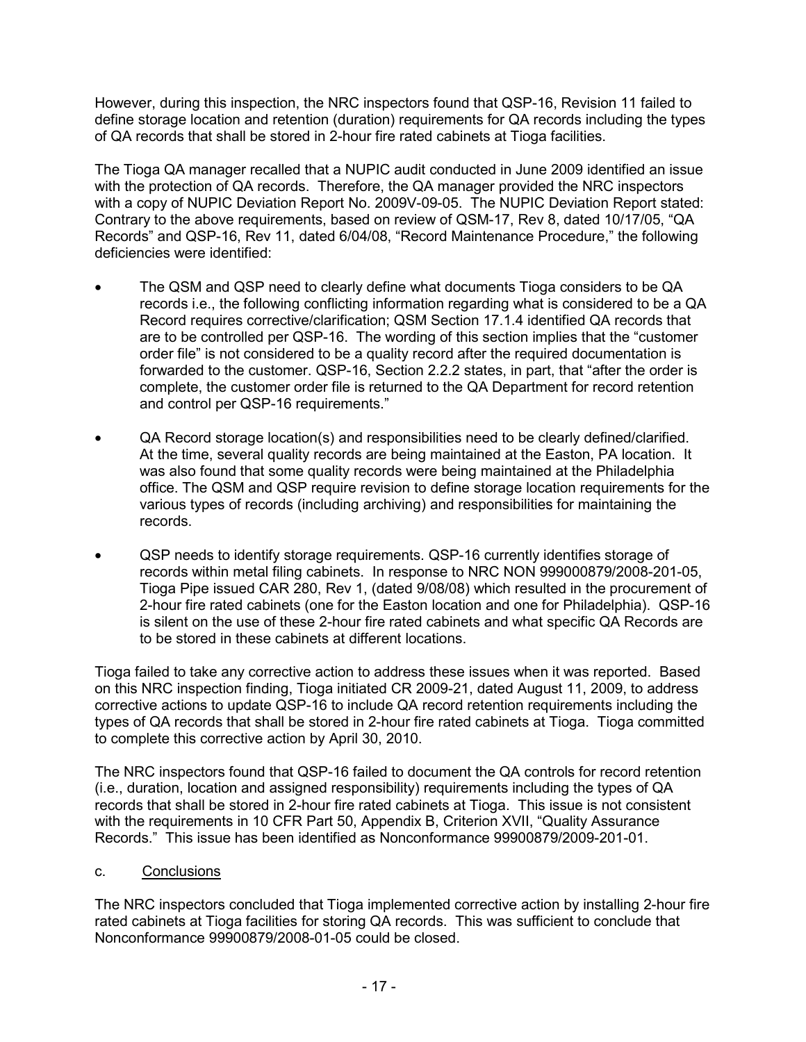However, during this inspection, the NRC inspectors found that QSP-16, Revision 11 failed to define storage location and retention (duration) requirements for QA records including the types of QA records that shall be stored in 2-hour fire rated cabinets at Tioga facilities.

The Tioga QA manager recalled that a NUPIC audit conducted in June 2009 identified an issue with the protection of QA records. Therefore, the QA manager provided the NRC inspectors with a copy of NUPIC Deviation Report No. 2009V-09-05. The NUPIC Deviation Report stated: Contrary to the above requirements, based on review of QSM-17, Rev 8, dated 10/17/05, "QA Records" and QSP-16, Rev 11, dated 6/04/08, "Record Maintenance Procedure," the following deficiencies were identified:

- The QSM and QSP need to clearly define what documents Tioga considers to be QA records i.e., the following conflicting information regarding what is considered to be a QA Record requires corrective/clarification; QSM Section 17.1.4 identified QA records that are to be controlled per QSP-16. The wording of this section implies that the "customer order file" is not considered to be a quality record after the required documentation is forwarded to the customer. QSP-16, Section 2.2.2 states, in part, that "after the order is complete, the customer order file is returned to the QA Department for record retention and control per QSP-16 requirements."
- QA Record storage location(s) and responsibilities need to be clearly defined/clarified. At the time, several quality records are being maintained at the Easton, PA location. It was also found that some quality records were being maintained at the Philadelphia office. The QSM and QSP require revision to define storage location requirements for the various types of records (including archiving) and responsibilities for maintaining the records.
- QSP needs to identify storage requirements. QSP-16 currently identifies storage of records within metal filing cabinets. In response to NRC NON 999000879/2008-201-05, Tioga Pipe issued CAR 280, Rev 1, (dated 9/08/08) which resulted in the procurement of 2-hour fire rated cabinets (one for the Easton location and one for Philadelphia). QSP-16 is silent on the use of these 2-hour fire rated cabinets and what specific QA Records are to be stored in these cabinets at different locations.

Tioga failed to take any corrective action to address these issues when it was reported. Based on this NRC inspection finding, Tioga initiated CR 2009-21, dated August 11, 2009, to address corrective actions to update QSP-16 to include QA record retention requirements including the types of QA records that shall be stored in 2-hour fire rated cabinets at Tioga. Tioga committed to complete this corrective action by April 30, 2010.

The NRC inspectors found that QSP-16 failed to document the QA controls for record retention (i.e., duration, location and assigned responsibility) requirements including the types of QA records that shall be stored in 2-hour fire rated cabinets at Tioga. This issue is not consistent with the requirements in 10 CFR Part 50, Appendix B, Criterion XVII, "Quality Assurance Records." This issue has been identified as Nonconformance 99900879/2009-201-01.

c. Conclusions

The NRC inspectors concluded that Tioga implemented corrective action by installing 2-hour fire rated cabinets at Tioga facilities for storing QA records. This was sufficient to conclude that Nonconformance 99900879/2008-01-05 could be closed.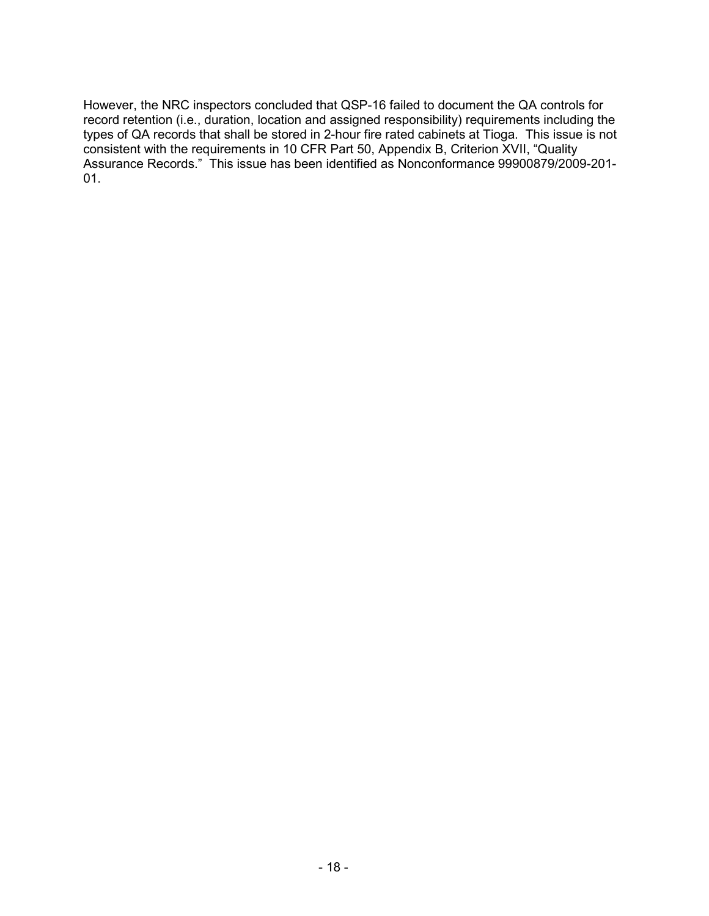However, the NRC inspectors concluded that QSP-16 failed to document the QA controls for record retention (i.e., duration, location and assigned responsibility) requirements including the types of QA records that shall be stored in 2-hour fire rated cabinets at Tioga. This issue is not consistent with the requirements in 10 CFR Part 50, Appendix B, Criterion XVII, "Quality Assurance Records." This issue has been identified as Nonconformance 99900879/2009-201-01.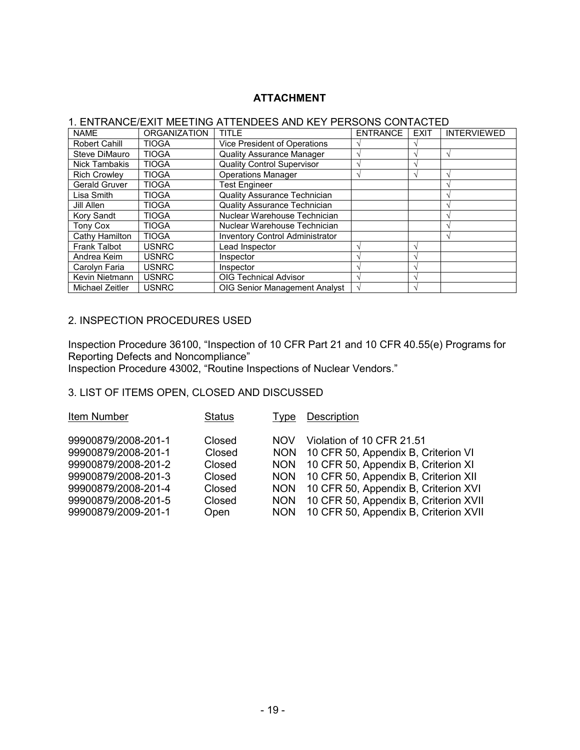# ATTACHMENT

## 1. ENTRANCE/EXIT MEETING ATTENDEES AND KEY PERSONS CONTACTED

| NAME | ORGANIZATION | TITLE | ENTRANCE | EXIT | INTERVIEWED |
|---|---|---|---|---|---|
| Robert Cahill | TIOGA | Vice President of Operations | √ | √ | |
| Steve DiMauro | TIOGA | Quality Assurance Manager | √ | √ | √ |
| Nick Tambakis | TIOGA | Quality Control Supervisor | √ | √ | |
| Rich Crowley | TIOGA | Operations Manager | √ | √ | √ |
| Gerald Gruver | TIOGA | Test Engineer | | | √ |
| Lisa Smith | TIOGA | Quality Assurance Technician | | | √ |
| Jill Allen | TIOGA | Quality Assurance Technician | | | √ |
| Kory Sandt | TIOGA | Nuclear Warehouse Technician | | | √ |
| Tony Cox | TIOGA | Nuclear Warehouse Technician | | | √ |
| Cathy Hamilton | TIOGA | Inventory Control Administrator | | | √ |
| Frank Talbot | USNRC | Lead Inspector | √ | √ | |
| Andrea Keim | USNRC | Inspector | √ | √ | |
| Carolyn Faria | USNRC | Inspector | √ | √ | |
| Kevin Nietmann | USNRC | OIG Technical Advisor | √ | √ | |
| Michael Zeitler | USNRC | OIG Senior Management Analyst | √ | √ | |

## 2. INSPECTION PROCEDURES USED

Inspection Procedure 36100, "Inspection of 10 CFR Part 21 and 10 CFR 40.55(e) Programs for Reporting Defects and Noncompliance"
Inspection Procedure 43002, "Routine Inspections of Nuclear Vendors."

## 3. LIST OF ITEMS OPEN, CLOSED AND DISCUSSED

| Item Number | Status | Type | Description |
|---|---|---|---|
| 99900879/2008-201-1 | Closed | NOV | Violation of 10 CFR 21.51 |
| 99900879/2008-201-1 | Closed | NON | 10 CFR 50, Appendix B, Criterion VI |
| 99900879/2008-201-2 | Closed | NON | 10 CFR 50, Appendix B, Criterion XI |
| 99900879/2008-201-3 | Closed | NON | 10 CFR 50, Appendix B, Criterion XII |
| 99900879/2008-201-4 | Closed | NON | 10 CFR 50, Appendix B, Criterion XVI |
| 99900879/2008-201-5 | Closed | NON | 10 CFR 50, Appendix B, Criterion XVII |
| 99900879/2009-201-1 | Open | NON | 10 CFR 50, Appendix B, Criterion XVII |